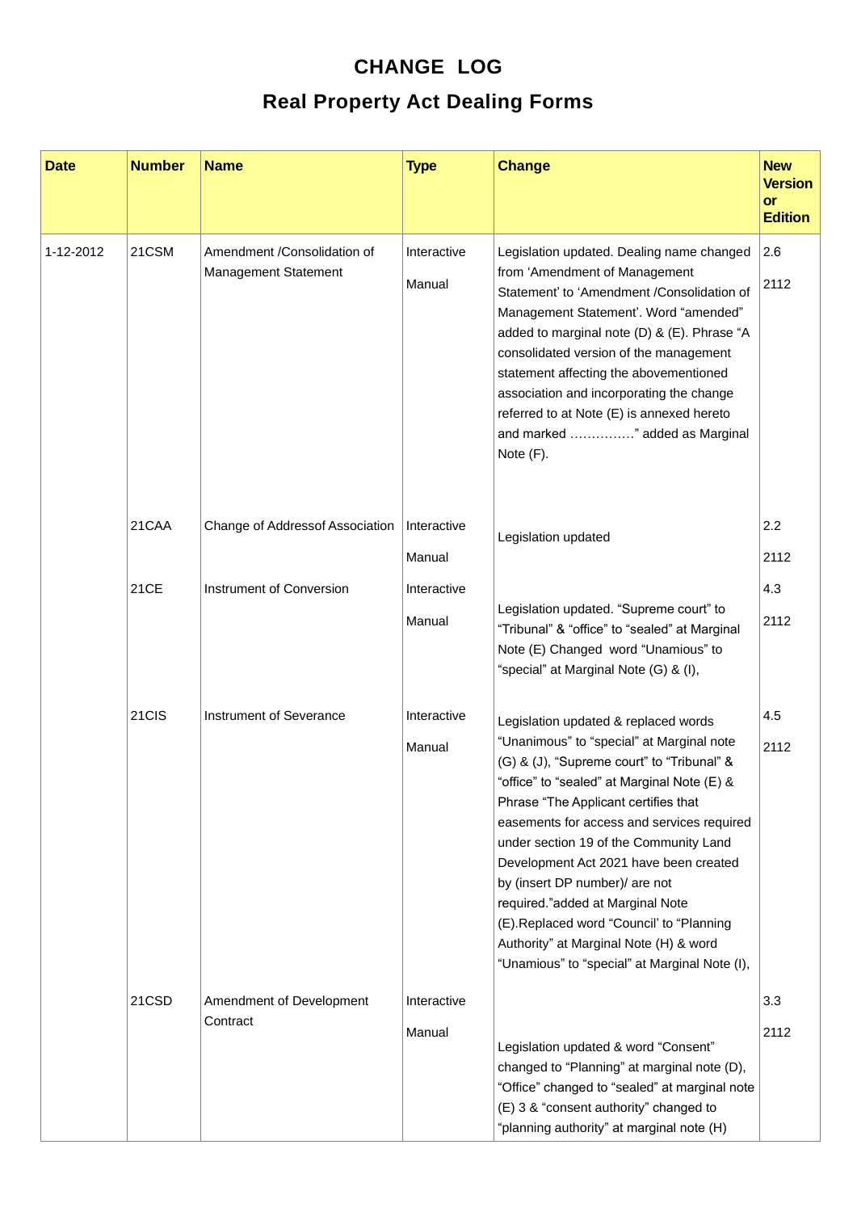# CHANGE LOG

## Real Property Act Dealing Forms

| Date | Number | Name | Type | Change | New Version or Edition |
|---|---|---|---|---|---|
| 1-12-2012 | 21CSM | Amendment /Consolidation of Management Statement | Interactive<br>Manual | Legislation updated. Dealing name changed from 'Amendment of Management Statement' to 'Amendment /Consolidation of Management Statement'. Word "amended" added to marginal note (D) & (E). Phrase "A consolidated version of the management statement affecting the abovementioned association and incorporating the change referred to at Note (E) is annexed hereto and marked ……………" added as Marginal Note (F). | 2.6<br>2112 |
| | 21CAA | Change of Addressof Association | Interactive<br>Manual | Legislation updated | 2.2<br>2112 |
| | 21CE | Instrument of Conversion | Interactive<br>Manual | Legislation updated. "Supreme court" to "Tribunal" & "office" to "sealed" at Marginal Note (E) Changed word "Unamious" to "special" at Marginal Note (G) & (I), | 4.3<br>2112 |
| | 21CIS | Instrument of Severance | Interactive<br>Manual | Legislation updated & replaced words "Unanimous" to "special" at Marginal note (G) & (J), "Supreme court" to "Tribunal" & "office" to "sealed" at Marginal Note (E) & Phrase "The Applicant certifies that easements for access and services required under section 19 of the Community Land Development Act 2021 have been created by (insert DP number)/ are not required."added at Marginal Note (E).Replaced word "Council' to "Planning Authority" at Marginal Note (H) & word "Unamious" to "special" at Marginal Note (I), | 4.5<br>2112 |
| | 21CSD | Amendment of Development Contract | Interactive<br>Manual | Legislation updated & word "Consent" changed to "Planning" at marginal note (D), "Office" changed to "sealed" at marginal note (E) 3 & "consent authority" changed to "planning authority" at marginal note (H) | 3.3<br>2112 |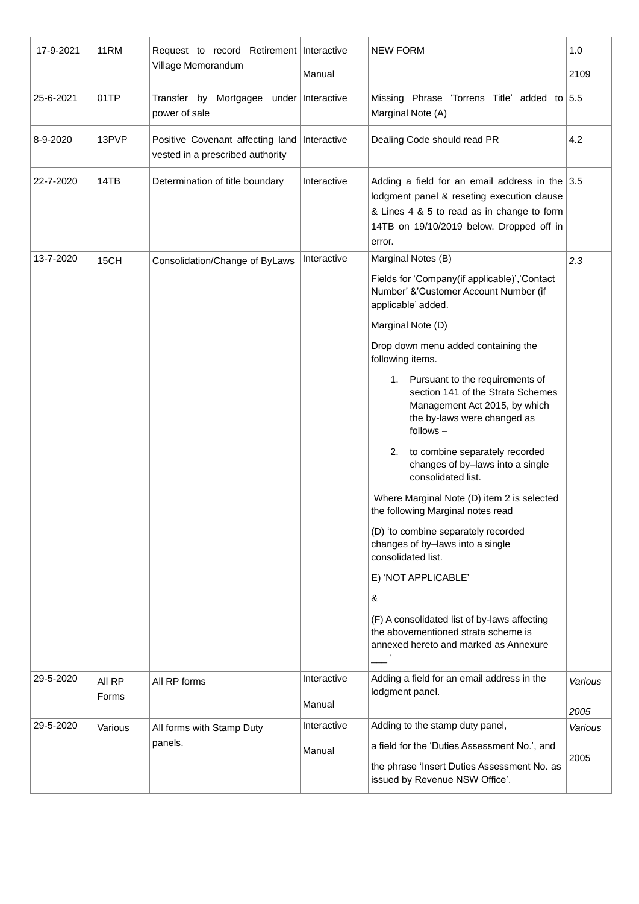| 17-9-2021 | 11RM | Request to record Retirement Village Memorandum | Interactive<br><br>Manual | NEW FORM | 1.0<br><br>2109 |
|---|---|---|---|---|---|
| 25-6-2021 | 01TP | Transfer by Mortgagee under power of sale | Interactive | Missing Phrase 'Torrens Title' added to Marginal Note (A) | 5.5 |
| 8-9-2020 | 13PVP | Positive Covenant affecting land vested in a prescribed authority | Interactive | Dealing Code should read PR | 4.2 |
| 22-7-2020 | 14TB | Determination of title boundary | Interactive | Adding a field for an email address in the lodgment panel & reseting execution clause & Lines 4 & 5 to read as in change to form 14TB on 19/10/2019 below. Dropped off in error. | 3.5 |
| 13-7-2020 | 15CH | Consolidation/Change of ByLaws | Interactive | Marginal Notes (B)<br><br>Fields for 'Company(if applicable)','Contact Number' &'Customer Account Number (if applicable' added.<br><br>Marginal Note (D)<br><br>Drop down menu added containing the following items.<br><br>1. Pursuant to the requirements of section 141 of the Strata Schemes Management Act 2015, by which the by-laws were changed as follows –<br><br>2. to combine separately recorded changes of by–laws into a single consolidated list.<br><br>Where Marginal Note (D) item 2 is selected the following Marginal notes read<br><br>(D) 'to combine separately recorded changes of by–laws into a single consolidated list.<br><br>E) 'NOT APPLICABLE'<br><br>&<br><br>(F) A consolidated list of by-laws affecting the abovementioned strata scheme is annexed hereto and marked as Annexure ___ ' | *2.3* |
| 29-5-2020 | All RP Forms | All RP forms | Interactive<br><br>Manual | Adding a field for an email address in the lodgment panel. | *Various*<br><br>*2005* |
| 29-5-2020 | Various | All forms with Stamp Duty panels. | Interactive<br><br>Manual | Adding to the stamp duty panel,<br><br>a field for the 'Duties Assessment No.', and<br><br>the phrase 'Insert Duties Assessment No. as issued by Revenue NSW Office'. | *Various*<br><br>2005 |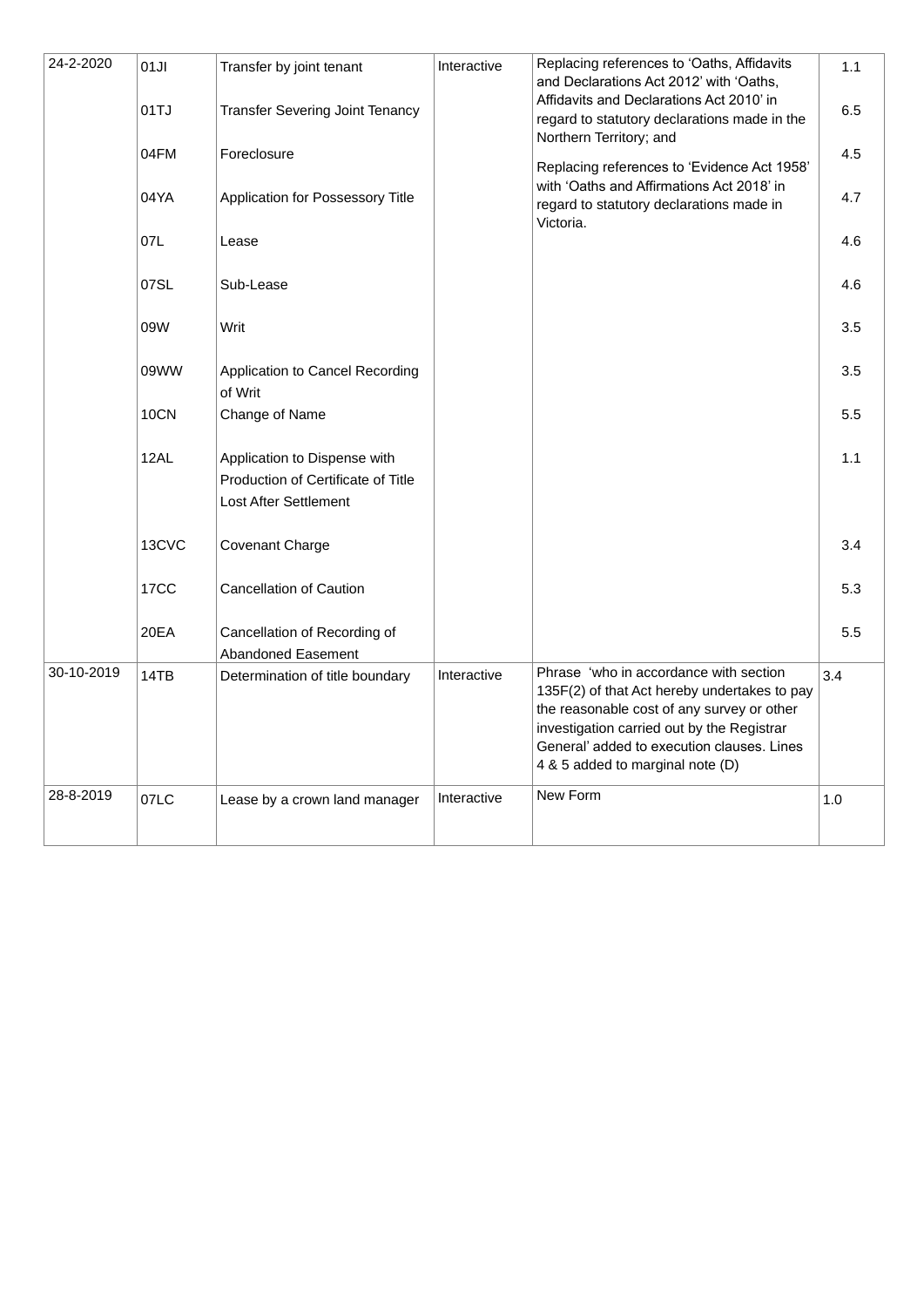| | | | | | |
|---|---|---|---|---|---|
| 24-2-2020 | 01JI | Transfer by joint tenant | Interactive | Replacing references to 'Oaths, Affidavits and Declarations Act 2012' with 'Oaths, Affidavits and Declarations Act 2010' in regard to statutory declarations made in the Northern Territory; and<br><br>Replacing references to 'Evidence Act 1958' with 'Oaths and Affirmations Act 2018' in regard to statutory declarations made in Victoria. | 1.1 |
| | 01TJ | Transfer Severing Joint Tenancy | | | 6.5 |
| | 04FM | Foreclosure | | | 4.5 |
| | 04YA | Application for Possessory Title | | | 4.7 |
| | 07L | Lease | | | 4.6 |
| | 07SL | Sub-Lease | | | 4.6 |
| | 09W | Writ | | | 3.5 |
| | 09WW | Application to Cancel Recording of Writ | | | 3.5 |
| | 10CN | Change of Name | | | 5.5 |
| | 12AL | Application to Dispense with Production of Certificate of Title Lost After Settlement | | | 1.1 |
| | 13CVC | Covenant Charge | | | 3.4 |
| | 17CC | Cancellation of Caution | | | 5.3 |
| | 20EA | Cancellation of Recording of Abandoned Easement | | | 5.5 |
| 30-10-2019 | 14TB | Determination of title boundary | Interactive | Phrase 'who in accordance with section 135F(2) of that Act hereby undertakes to pay the reasonable cost of any survey or other investigation carried out by the Registrar General' added to execution clauses. Lines 4 & 5 added to marginal note (D) | 3.4 |
| 28-8-2019 | 07LC | Lease by a crown land manager | Interactive | New Form | 1.0 |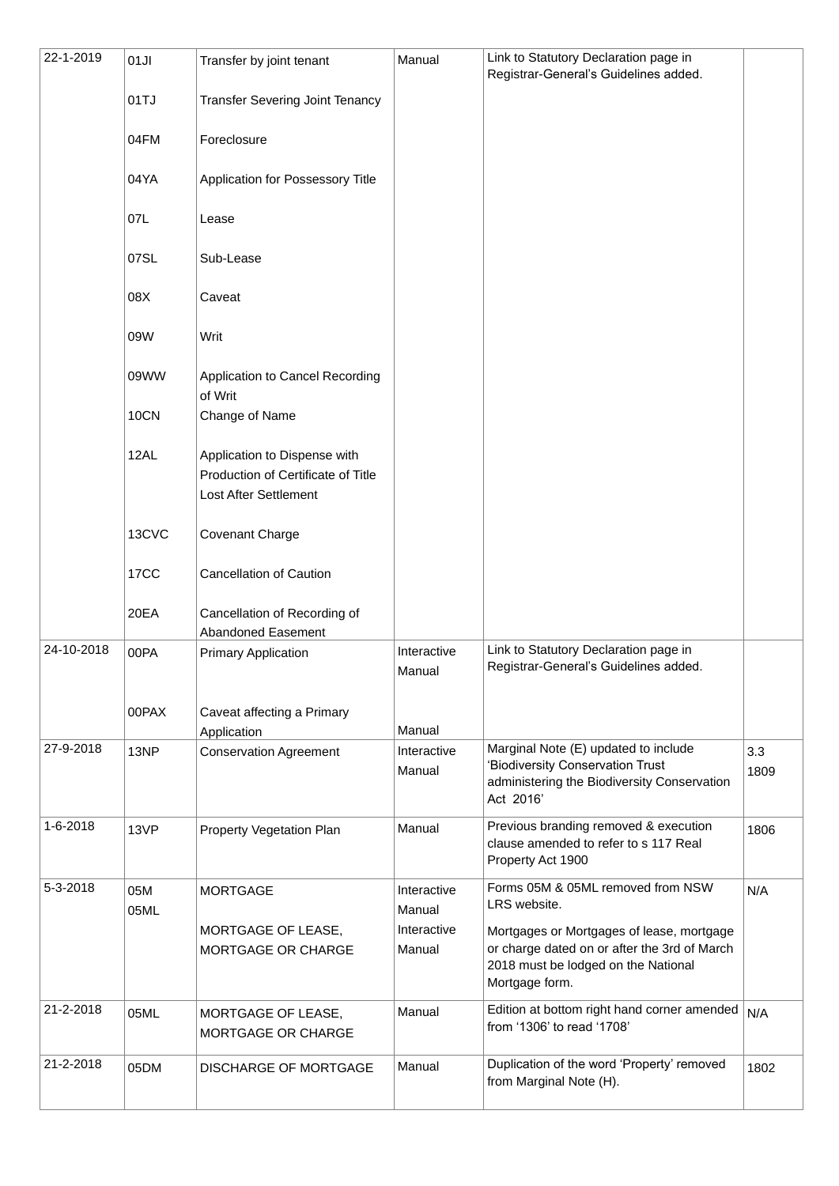| | | | | | |
|---|---|---|---|---|---|
| 22-1-2019 | 01JI | Transfer by joint tenant | Manual | Link to Statutory Declaration page in Registrar-General's Guidelines added. | |
| | 01TJ | Transfer Severing Joint Tenancy | | | |
| | 04FM | Foreclosure | | | |
| | 04YA | Application for Possessory Title | | | |
| | 07L | Lease | | | |
| | 07SL | Sub-Lease | | | |
| | 08X | Caveat | | | |
| | 09W | Writ | | | |
| | 09WW | Application to Cancel Recording of Writ | | | |
| | 10CN | Change of Name | | | |
| | 12AL | Application to Dispense with Production of Certificate of Title Lost After Settlement | | | |
| | 13CVC | Covenant Charge | | | |
| | 17CC | Cancellation of Caution | | | |
| | 20EA | Cancellation of Recording of Abandoned Easement | | | |
| 24-10-2018 | 00PA | Primary Application | Interactive Manual | Link to Statutory Declaration page in Registrar-General's Guidelines added. | |
| | 00PAX | Caveat affecting a Primary Application | Manual | | |
| 27-9-2018 | 13NP | Conservation Agreement | Interactive Manual | Marginal Note (E) updated to include 'Biodiversity Conservation Trust administering the Biodiversity Conservation Act 2016' | 3.3 1809 |
| 1-6-2018 | 13VP | Property Vegetation Plan | Manual | Previous branding removed & execution clause amended to refer to s 117 Real Property Act 1900 | 1806 |
| 5-3-2018 | 05M 05ML | MORTGAGE<br><br>MORTGAGE OF LEASE, MORTGAGE OR CHARGE | Interactive Manual<br>Interactive Manual | Forms 05M & 05ML removed from NSW LRS website.<br><br>Mortgages or Mortgages of lease, mortgage or charge dated on or after the 3rd of March 2018 must be lodged on the National Mortgage form. | N/A |
| 21-2-2018 | 05ML | MORTGAGE OF LEASE, MORTGAGE OR CHARGE | Manual | Edition at bottom right hand corner amended from '1306' to read '1708' | N/A |
| 21-2-2018 | 05DM | DISCHARGE OF MORTGAGE | Manual | Duplication of the word 'Property' removed from Marginal Note (H). | 1802 |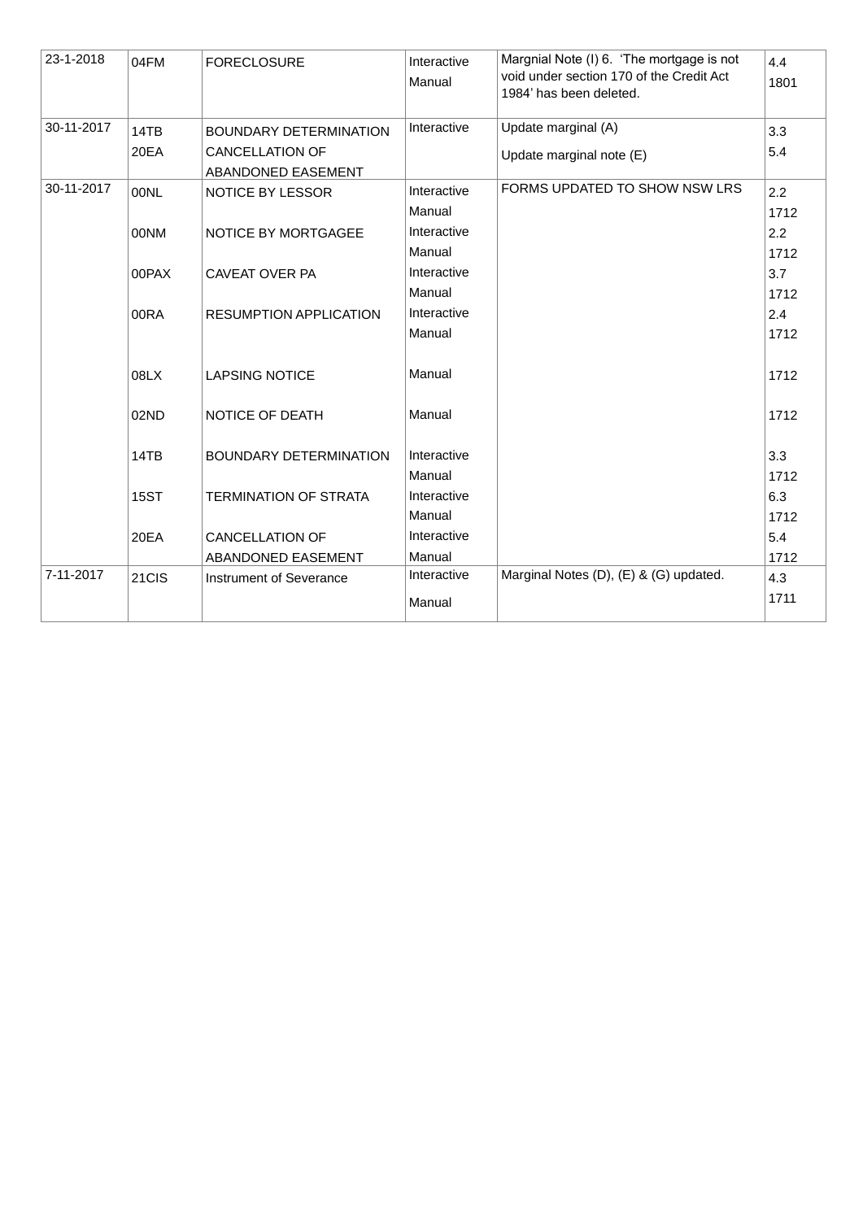| | | | | | |
|---|---|---|---|---|---|
| 23-1-2018 | 04FM | FORECLOSURE | Interactive<br>Manual | Margnial Note (I) 6. 'The mortgage is not void under section 170 of the Credit Act 1984' has been deleted. | 4.4<br>1801 |
| 30-11-2017 | 14TB<br>20EA | BOUNDARY DETERMINATION<br>CANCELLATION OF ABANDONED EASEMENT | Interactive | Update marginal (A)<br>Update marginal note (E) | 3.3<br>5.4 |
| 30-11-2017 | 00NL<br><br>00NM<br><br>00PAX<br><br>00RA<br><br>08LX<br><br>02ND<br><br>14TB<br><br>15ST<br><br>20EA | NOTICE BY LESSOR<br><br>NOTICE BY MORTGAGEE<br><br>CAVEAT OVER PA<br><br>RESUMPTION APPLICATION<br><br>LAPSING NOTICE<br><br>NOTICE OF DEATH<br><br>BOUNDARY DETERMINATION<br><br>TERMINATION OF STRATA<br><br>CANCELLATION OF ABANDONED EASEMENT | Interactive<br>Manual<br>Interactive<br>Manual<br>Interactive<br>Manual<br>Interactive<br>Manual<br>Manual<br>Manual<br>Interactive<br>Manual<br>Interactive<br>Manual<br>Interactive<br>Manual | FORMS UPDATED TO SHOW NSW LRS | 2.2<br>1712<br>2.2<br>1712<br>3.7<br>1712<br>2.4<br>1712<br>1712<br>1712<br>3.3<br>1712<br>6.3<br>1712<br>5.4<br>1712 |
| 7-11-2017 | 21CIS | Instrument of Severance | Interactive<br>Manual | Marginal Notes (D), (E) & (G) updated. | 4.3<br>1711 |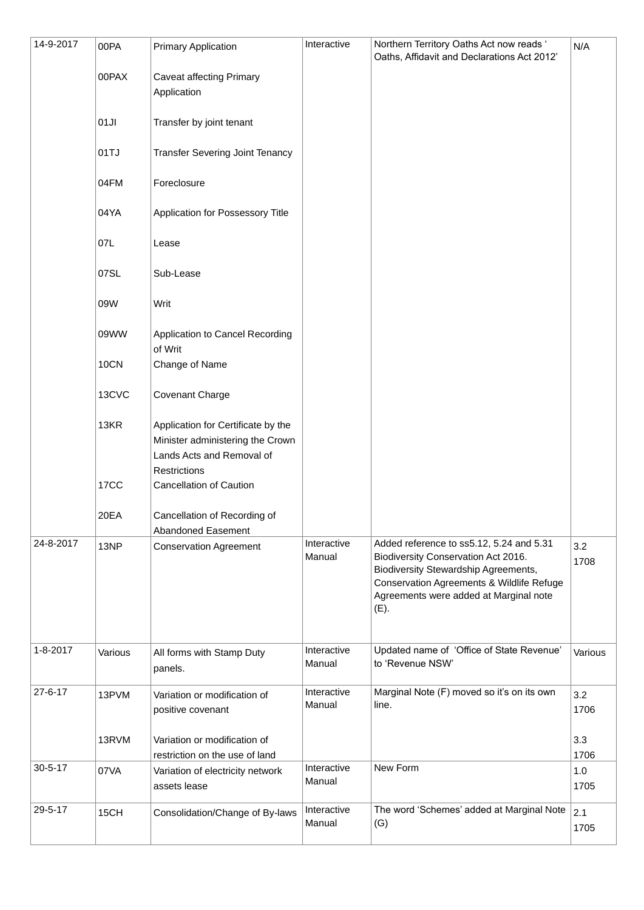| | | | | | |
|---|---|---|---|---|---|
| 14-9-2017 | 00PA | Primary Application | Interactive | Northern Territory Oaths Act now reads 'Oaths, Affidavit and Declarations Act 2012' | N/A |
| | 00PAX | Caveat affecting Primary Application | | | |
| | 01JI | Transfer by joint tenant | | | |
| | 01TJ | Transfer Severing Joint Tenancy | | | |
| | 04FM | Foreclosure | | | |
| | 04YA | Application for Possessory Title | | | |
| | 07L | Lease | | | |
| | 07SL | Sub-Lease | | | |
| | 09W | Writ | | | |
| | 09WW | Application to Cancel Recording of Writ | | | |
| | 10CN | Change of Name | | | |
| | 13CVC | Covenant Charge | | | |
| | 13KR | Application for Certificate by the Minister administering the Crown Lands Acts and Removal of Restrictions | | | |
| | 17CC | Cancellation of Caution | | | |
| | 20EA | Cancellation of Recording of Abandoned Easement | | | |
| 24-8-2017 | 13NP | Conservation Agreement | Interactive Manual | Added reference to ss5.12, 5.24 and 5.31 Biodiversity Conservation Act 2016. Biodiversity Stewardship Agreements, Conservation Agreements & Wildlife Refuge Agreements were added at Marginal note (E). | 3.2 1708 |
| 1-8-2017 | Various | All forms with Stamp Duty panels. | Interactive Manual | Updated name of 'Office of State Revenue' to 'Revenue NSW' | Various |
| 27-6-17 | 13PVM | Variation or modification of positive covenant | Interactive Manual | Marginal Note (F) moved so it's on its own line. | 3.2 1706 |
| | 13RVM | Variation or modification of restriction on the use of land | | | 3.3 1706 |
| 30-5-17 | 07VA | Variation of electricity network assets lease | Interactive Manual | New Form | 1.0 1705 |
| 29-5-17 | 15CH | Consolidation/Change of By-laws | Interactive Manual | The word 'Schemes' added at Marginal Note (G) | 2.1 1705 |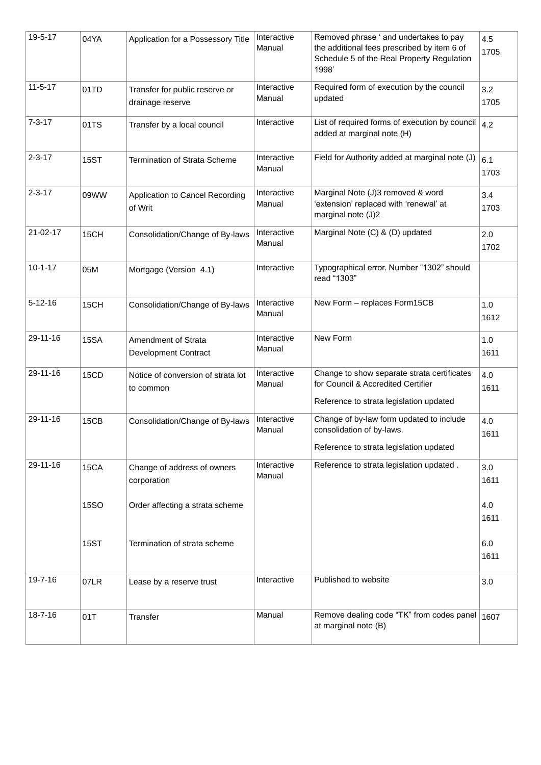| 19-5-17 | 04YA | Application for a Possessory Title | Interactive Manual | Removed phrase ' and undertakes to pay the additional fees prescribed by item 6 of Schedule 5 of the Real Property Regulation 1998' | 4.5 1705 |
|---|---|---|---|---|---|
| 11-5-17 | 01TD | Transfer for public reserve or drainage reserve | Interactive Manual | Required form of execution by the council updated | 3.2 1705 |
| 7-3-17 | 01TS | Transfer by a local council | Interactive | List of required forms of execution by council added at marginal note (H) | 4.2 |
| 2-3-17 | 15ST | Termination of Strata Scheme | Interactive Manual | Field for Authority added at marginal note (J) | 6.1 1703 |
| 2-3-17 | 09WW | Application to Cancel Recording of Writ | Interactive Manual | Marginal Note (J)3 removed & word 'extension' replaced with 'renewal' at marginal note (J)2 | 3.4 1703 |
| 21-02-17 | 15CH | Consolidation/Change of By-laws | Interactive Manual | Marginal Note (C) & (D) updated | 2.0 1702 |
| 10-1-17 | 05M | Mortgage (Version 4.1) | Interactive | Typographical error. Number "1302" should read "1303" | |
| 5-12-16 | 15CH | Consolidation/Change of By-laws | Interactive Manual | New Form – replaces Form15CB | 1.0 1612 |
| 29-11-16 | 15SA | Amendment of Strata Development Contract | Interactive Manual | New Form | 1.0 1611 |
| 29-11-16 | 15CD | Notice of conversion of strata lot to common | Interactive Manual | Change to show separate strata certificates for Council & Accredited Certifier<br><br>Reference to strata legislation updated | 4.0 1611 |
| 29-11-16 | 15CB | Consolidation/Change of By-laws | Interactive Manual | Change of by-law form updated to include consolidation of by-laws.<br><br>Reference to strata legislation updated | 4.0 1611 |
| 29-11-16 | 15CA<br><br>15SO<br><br>15ST | Change of address of owners corporation<br><br>Order affecting a strata scheme<br><br>Termination of strata scheme | Interactive Manual | Reference to strata legislation updated . | 3.0 1611<br><br>4.0 1611<br><br>6.0 1611 |
| 19-7-16 | 07LR | Lease by a reserve trust | Interactive | Published to website | 3.0 |
| 18-7-16 | 01T | Transfer | Manual | Remove dealing code "TK" from codes panel at marginal note (B) | 1607 |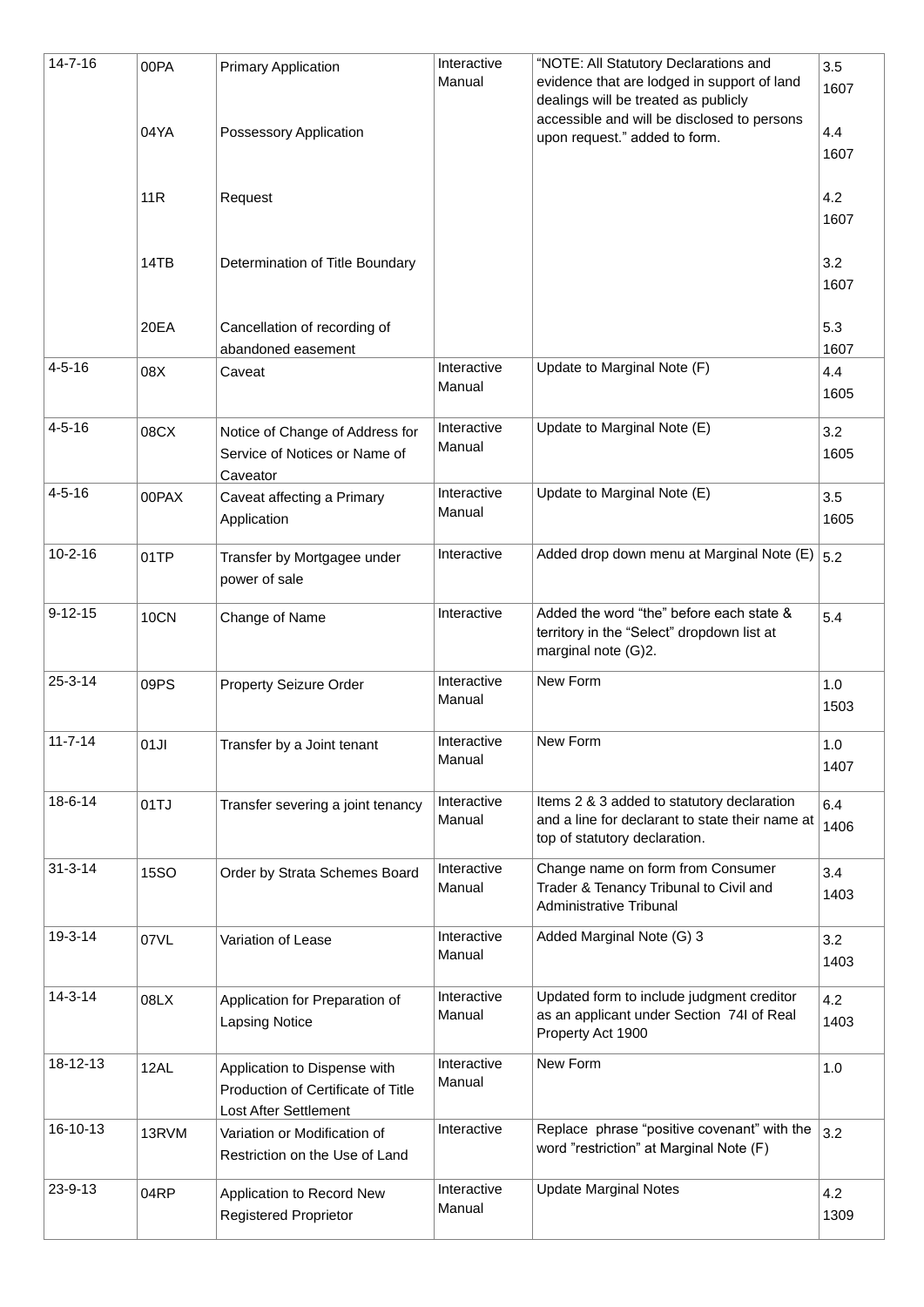| | | | | | |
|---|---|---|---|---|---|
| 14-7-16 | 00PA<br><br>04YA<br><br>11R<br><br>14TB<br><br>20EA | Primary Application<br><br>Possessory Application<br><br>Request<br><br>Determination of Title Boundary<br><br>Cancellation of recording of abandoned easement | Interactive Manual | "NOTE: All Statutory Declarations and evidence that are lodged in support of land dealings will be treated as publicly accessible and will be disclosed to persons upon request." added to form. | 3.5 1607<br><br>4.4 1607<br><br>4.2 1607<br><br>3.2 1607<br><br>5.3 1607 |
| 4-5-16 | 08X | Caveat | Interactive Manual | Update to Marginal Note (F) | 4.4 1605 |
| 4-5-16 | 08CX | Notice of Change of Address for Service of Notices or Name of Caveator | Interactive Manual | Update to Marginal Note (E) | 3.2 1605 |
| 4-5-16 | 00PAX | Caveat affecting a Primary Application | Interactive Manual | Update to Marginal Note (E) | 3.5 1605 |
| 10-2-16 | 01TP | Transfer by Mortgagee under power of sale | Interactive | Added drop down menu at Marginal Note (E) | 5.2 |
| 9-12-15 | 10CN | Change of Name | Interactive | Added the word "the" before each state & territory in the "Select" dropdown list at marginal note (G)2. | 5.4 |
| 25-3-14 | 09PS | Property Seizure Order | Interactive Manual | New Form | 1.0 1503 |
| 11-7-14 | 01JI | Transfer by a Joint tenant | Interactive Manual | New Form | 1.0 1407 |
| 18-6-14 | 01TJ | Transfer severing a joint tenancy | Interactive Manual | Items 2 & 3 added to statutory declaration and a line for declarant to state their name at top of statutory declaration. | 6.4 1406 |
| 31-3-14 | 15SO | Order by Strata Schemes Board | Interactive Manual | Change name on form from Consumer Trader & Tenancy Tribunal to Civil and Administrative Tribunal | 3.4 1403 |
| 19-3-14 | 07VL | Variation of Lease | Interactive Manual | Added Marginal Note (G) 3 | 3.2 1403 |
| 14-3-14 | 08LX | Application for Preparation of Lapsing Notice | Interactive Manual | Updated form to include judgment creditor as an applicant under Section 74I of Real Property Act 1900 | 4.2 1403 |
| 18-12-13 | 12AL | Application to Dispense with Production of Certificate of Title Lost After Settlement | Interactive Manual | New Form | 1.0 |
| 16-10-13 | 13RVM | Variation or Modification of Restriction on the Use of Land | Interactive | Replace phrase "positive covenant" with the word "restriction" at Marginal Note (F) | 3.2 |
| 23-9-13 | 04RP | Application to Record New Registered Proprietor | Interactive Manual | Update Marginal Notes | 4.2 1309 |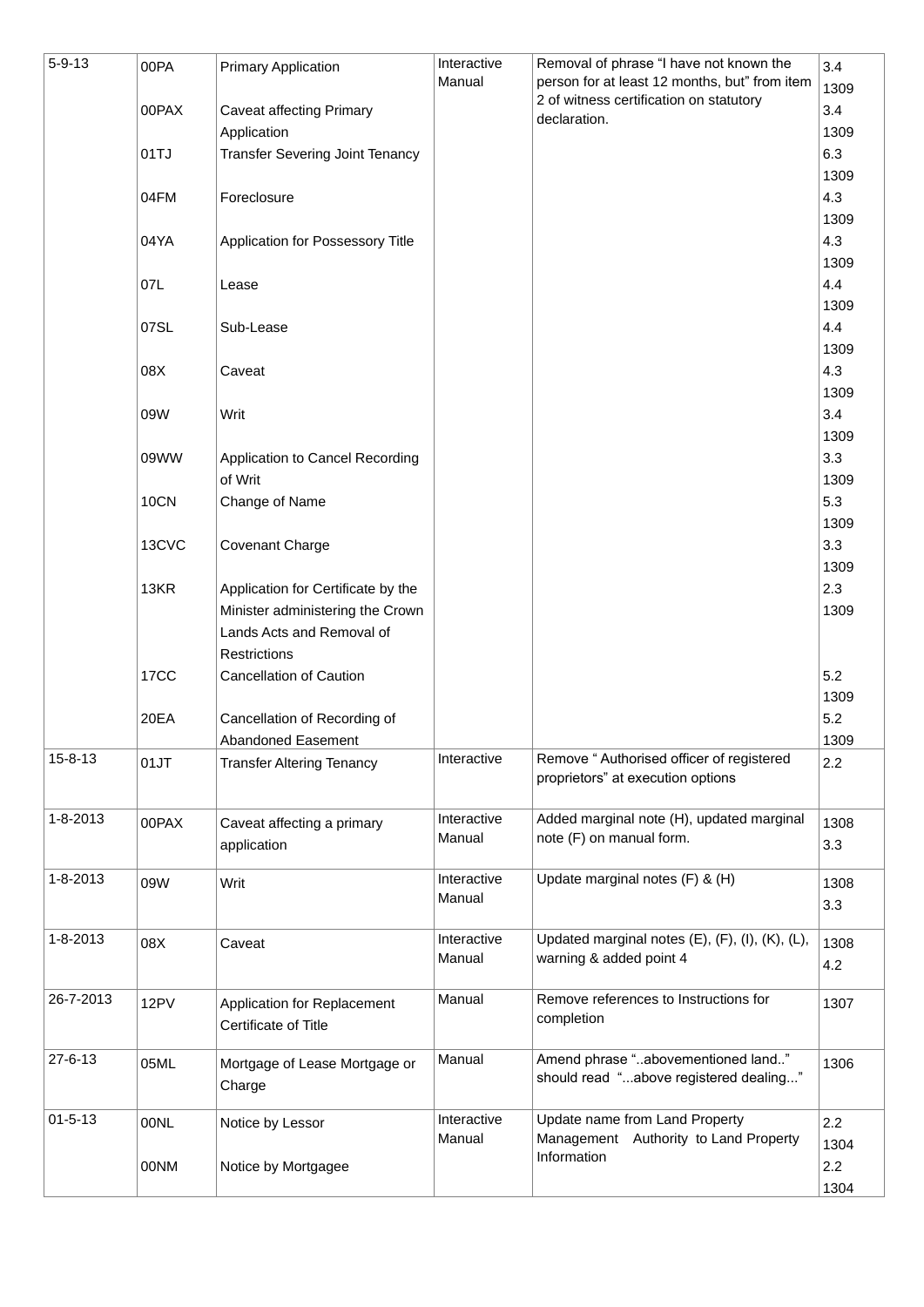| | | | | | |
|---|---|---|---|---|---|
| 5-9-13 | 00PA | Primary Application | Interactive Manual | Removal of phrase "I have not known the person for at least 12 months, but" from item 2 of witness certification on statutory declaration. | 3.4 1309 |
| | 00PAX | Caveat affecting Primary Application | | | 3.4 1309 |
| | 01TJ | Transfer Severing Joint Tenancy | | | 6.3 1309 |
| | 04FM | Foreclosure | | | 4.3 1309 |
| | 04YA | Application for Possessory Title | | | 4.3 1309 |
| | 07L | Lease | | | 4.4 1309 |
| | 07SL | Sub-Lease | | | 4.4 1309 |
| | 08X | Caveat | | | 4.3 1309 |
| | 09W | Writ | | | 3.4 1309 |
| | 09WW | Application to Cancel Recording of Writ | | | 3.3 1309 |
| | 10CN | Change of Name | | | 5.3 1309 |
| | 13CVC | Covenant Charge | | | 3.3 1309 |
| | 13KR | Application for Certificate by the Minister administering the Crown Lands Acts and Removal of Restrictions | | | 2.3 1309 |
| | 17CC | Cancellation of Caution | | | 5.2 1309 |
| | 20EA | Cancellation of Recording of Abandoned Easement | | | 5.2 1309 |
| 15-8-13 | 01JT | Transfer Altering Tenancy | Interactive | Remove " Authorised officer of registered proprietors" at execution options | 2.2 |
| 1-8-2013 | 00PAX | Caveat affecting a primary application | Interactive Manual | Added marginal note (H), updated marginal note (F) on manual form. | 1308 3.3 |
| 1-8-2013 | 09W | Writ | Interactive Manual | Update marginal notes (F) & (H) | 1308 3.3 |
| 1-8-2013 | 08X | Caveat | Interactive Manual | Updated marginal notes (E), (F), (I), (K), (L), warning & added point 4 | 1308 4.2 |
| 26-7-2013 | 12PV | Application for Replacement Certificate of Title | Manual | Remove references to Instructions for completion | 1307 |
| 27-6-13 | 05ML | Mortgage of Lease Mortgage or Charge | Manual | Amend phrase "..abovementioned land.." should read "...above registered dealing..." | 1306 |
| 01-5-13 | 00NL | Notice by Lessor | Interactive Manual | Update name from Land Property Management Authority to Land Property Information | 2.2 1304 |
| | 00NM | Notice by Mortgagee | | | 2.2 1304 |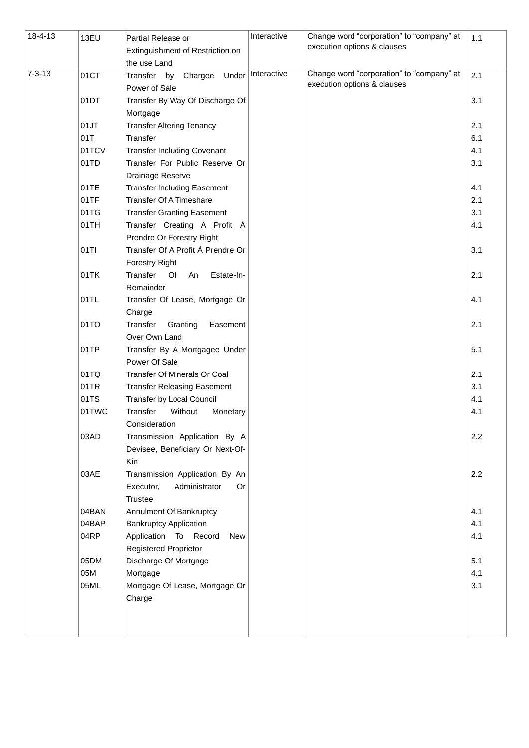| 18-4-13 | 13EU | Partial Release or Extinguishment of Restriction on the use Land | Interactive | Change word “corporation” to “company” at execution options & clauses | 1.1 |
|---|---|---|---|---|---|
| 7-3-13 | 01CT | Transfer by Chargee Under Power of Sale | Interactive | Change word “corporation” to “company” at execution options & clauses | 2.1 |
| | 01DT | Transfer By Way Of Discharge Of Mortgage | | | 3.1 |
| | 01JT | Transfer Altering Tenancy | | | 2.1 |
| | 01T | Transfer | | | 6.1 |
| | 01TCV | Transfer Including Covenant | | | 4.1 |
| | 01TD | Transfer For Public Reserve Or Drainage Reserve | | | 3.1 |
| | 01TE | Transfer Including Easement | | | 4.1 |
| | 01TF | Transfer Of A Timeshare | | | 2.1 |
| | 01TG | Transfer Granting Easement | | | 3.1 |
| | 01TH | Transfer Creating A Profit À Prendre Or Forestry Right | | | 4.1 |
| | 01TI | Transfer Of A Profit À Prendre Or Forestry Right | | | 3.1 |
| | 01TK | Transfer Of An Estate-In-Remainder | | | 2.1 |
| | 01TL | Transfer Of Lease, Mortgage Or Charge | | | 4.1 |
| | 01TO | Transfer Granting Easement Over Own Land | | | 2.1 |
| | 01TP | Transfer By A Mortgagee Under Power Of Sale | | | 5.1 |
| | 01TQ | Transfer Of Minerals Or Coal | | | 2.1 |
| | 01TR | Transfer Releasing Easement | | | 3.1 |
| | 01TS | Transfer by Local Council | | | 4.1 |
| | 01TWC | Transfer Without Monetary Consideration | | | 4.1 |
| | 03AD | Transmission Application By A Devisee, Beneficiary Or Next-Of-Kin | | | 2.2 |
| | 03AE | Transmission Application By An Executor, Administrator Or Trustee | | | 2.2 |
| | 04BAN | Annulment Of Bankruptcy | | | 4.1 |
| | 04BAP | Bankruptcy Application | | | 4.1 |
| | 04RP | Application To Record New Registered Proprietor | | | 4.1 |
| | 05DM | Discharge Of Mortgage | | | 5.1 |
| | 05M | Mortgage | | | 4.1 |
| | 05ML | Mortgage Of Lease, Mortgage Or Charge | | | 3.1 |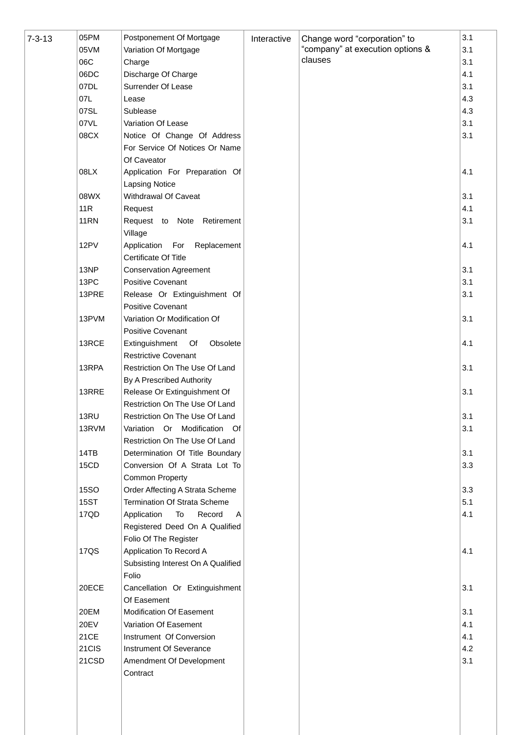| | | | | | |
|---|---|---|---|---|---|
| 7-3-13 | 05PM | Postponement Of Mortgage | Interactive | Change word "corporation" to "company" at execution options & clauses | 3.1 |
| | 05VM | Variation Of Mortgage | | | 3.1 |
| | 06C | Charge | | | 3.1 |
| | 06DC | Discharge Of Charge | | | 4.1 |
| | 07DL | Surrender Of Lease | | | 3.1 |
| | 07L | Lease | | | 4.3 |
| | 07SL | Sublease | | | 4.3 |
| | 07VL | Variation Of Lease | | | 3.1 |
| | 08CX | Notice Of Change Of Address For Service Of Notices Or Name Of Caveator | | | 3.1 |
| | 08LX | Application For Preparation Of Lapsing Notice | | | 4.1 |
| | 08WX | Withdrawal Of Caveat | | | 3.1 |
| | 11R | Request | | | 4.1 |
| | 11RN | Request to Note Retirement Village | | | 3.1 |
| | 12PV | Application For Replacement Certificate Of Title | | | 4.1 |
| | 13NP | Conservation Agreement | | | 3.1 |
| | 13PC | Positive Covenant | | | 3.1 |
| | 13PRE | Release Or Extinguishment Of Positive Covenant | | | 3.1 |
| | 13PVM | Variation Or Modification Of Positive Covenant | | | 3.1 |
| | 13RCE | Extinguishment Of Obsolete Restrictive Covenant | | | 4.1 |
| | 13RPA | Restriction On The Use Of Land By A Prescribed Authority | | | 3.1 |
| | 13RRE | Release Or Extinguishment Of Restriction On The Use Of Land | | | 3.1 |
| | 13RU | Restriction On The Use Of Land | | | 3.1 |
| | 13RVM | Variation Or Modification Of Restriction On The Use Of Land | | | 3.1 |
| | 14TB | Determination Of Title Boundary | | | 3.1 |
| | 15CD | Conversion Of A Strata Lot To Common Property | | | 3.3 |
| | 15SO | Order Affecting A Strata Scheme | | | 3.3 |
| | 15ST | Termination Of Strata Scheme | | | 5.1 |
| | 17QD | Application To Record A Registered Deed On A Qualified Folio Of The Register | | | 4.1 |
| | 17QS | Application To Record A Subsisting Interest On A Qualified Folio | | | 4.1 |
| | 20ECE | Cancellation Or Extinguishment Of Easement | | | 3.1 |
| | 20EM | Modification Of Easement | | | 3.1 |
| | 20EV | Variation Of Easement | | | 4.1 |
| | 21CE | Instrument Of Conversion | | | 4.1 |
| | 21CIS | Instrument Of Severance | | | 4.2 |
| | 21CSD | Amendment Of Development Contract | | | 3.1 |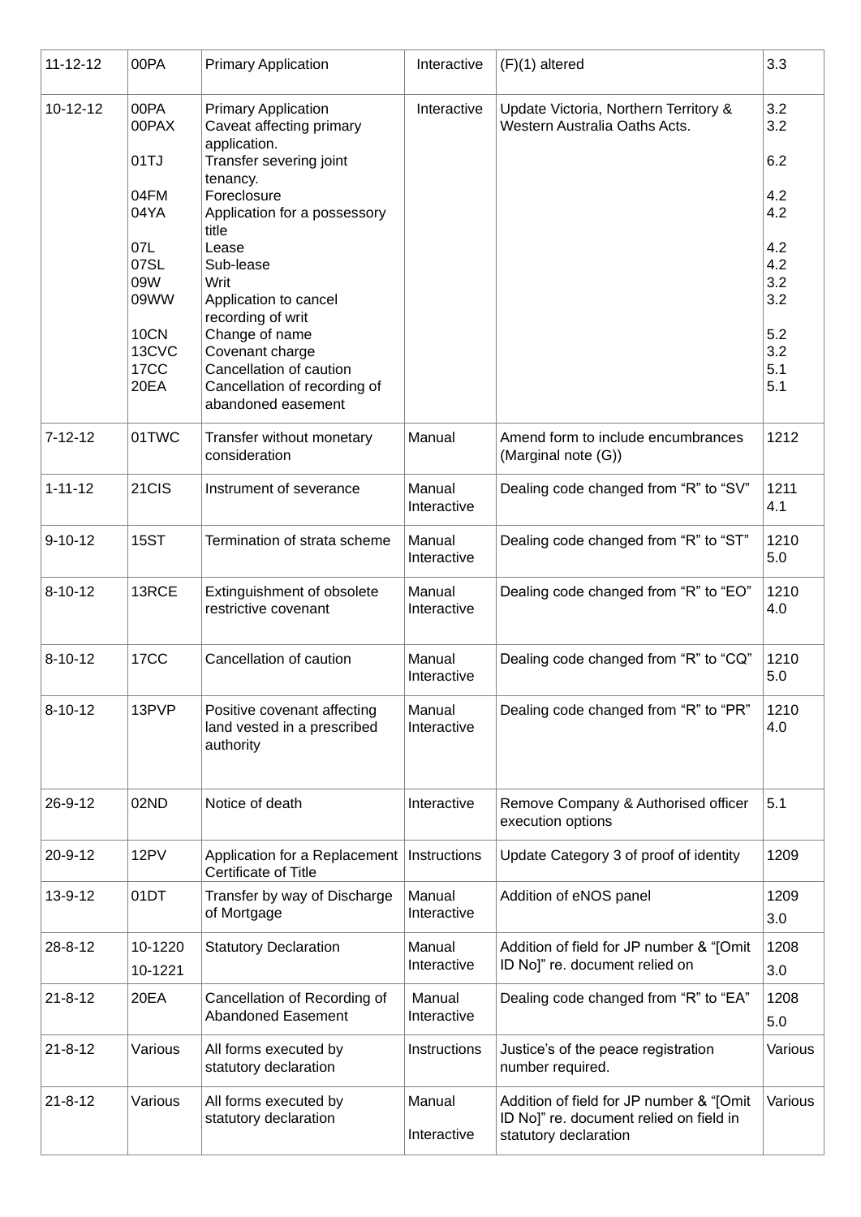| 11-12-12 | 00PA | Primary Application | Interactive | (F)(1) altered | 3.3 |
|---|---|---|---|---|---|
| 10-12-12 | 00PA<br>00PAX<br><br>01TJ<br><br>04FM<br>04YA<br><br>07L<br>07SL<br>09W<br>09WW<br><br>10CN<br>13CVC<br>17CC<br>20EA | Primary Application<br>Caveat affecting primary application.<br>Transfer severing joint tenancy.<br>Foreclosure<br>Application for a possessory title<br>Lease<br>Sub-lease<br>Writ<br>Application to cancel recording of writ<br>Change of name<br>Covenant charge<br>Cancellation of caution<br>Cancellation of recording of abandoned easement | Interactive | Update Victoria, Northern Territory & Western Australia Oaths Acts. | 3.2<br>3.2<br><br>6.2<br><br>4.2<br>4.2<br><br>4.2<br>4.2<br>3.2<br>3.2<br><br>5.2<br>3.2<br>5.1<br>5.1 |
| 7-12-12 | 01TWC | Transfer without monetary consideration | Manual | Amend form to include encumbrances (Marginal note (G)) | 1212 |
| 1-11-12 | 21CIS | Instrument of severance | Manual<br>Interactive | Dealing code changed from "R" to "SV" | 1211<br>4.1 |
| 9-10-12 | 15ST | Termination of strata scheme | Manual<br>Interactive | Dealing code changed from "R" to "ST" | 1210<br>5.0 |
| 8-10-12 | 13RCE | Extinguishment of obsolete restrictive covenant | Manual<br>Interactive | Dealing code changed from "R" to "EO" | 1210<br>4.0 |
| 8-10-12 | 17CC | Cancellation of caution | Manual<br>Interactive | Dealing code changed from "R" to "CQ" | 1210<br>5.0 |
| 8-10-12 | 13PVP | Positive covenant affecting land vested in a prescribed authority | Manual<br>Interactive | Dealing code changed from "R" to "PR" | 1210<br>4.0 |
| 26-9-12 | 02ND | Notice of death | Interactive | Remove Company & Authorised officer execution options | 5.1 |
| 20-9-12 | 12PV | Application for a Replacement Certificate of Title | Instructions | Update Category 3 of proof of identity | 1209 |
| 13-9-12 | 01DT | Transfer by way of Discharge of Mortgage | Manual<br>Interactive | Addition of eNOS panel | 1209<br>3.0 |
| 28-8-12 | 10-1220<br>10-1221 | Statutory Declaration | Manual<br>Interactive | Addition of field for JP number & "[Omit ID No]" re. document relied on | 1208<br>3.0 |
| 21-8-12 | 20EA | Cancellation of Recording of Abandoned Easement | Manual<br>Interactive | Dealing code changed from "R" to "EA" | 1208<br>5.0 |
| 21-8-12 | Various | All forms executed by statutory declaration | Instructions | Justice's of the peace registration number required. | Various |
| 21-8-12 | Various | All forms executed by statutory declaration | Manual<br><br>Interactive | Addition of field for JP number & "[Omit ID No]" re. document relied on field in statutory declaration | Various |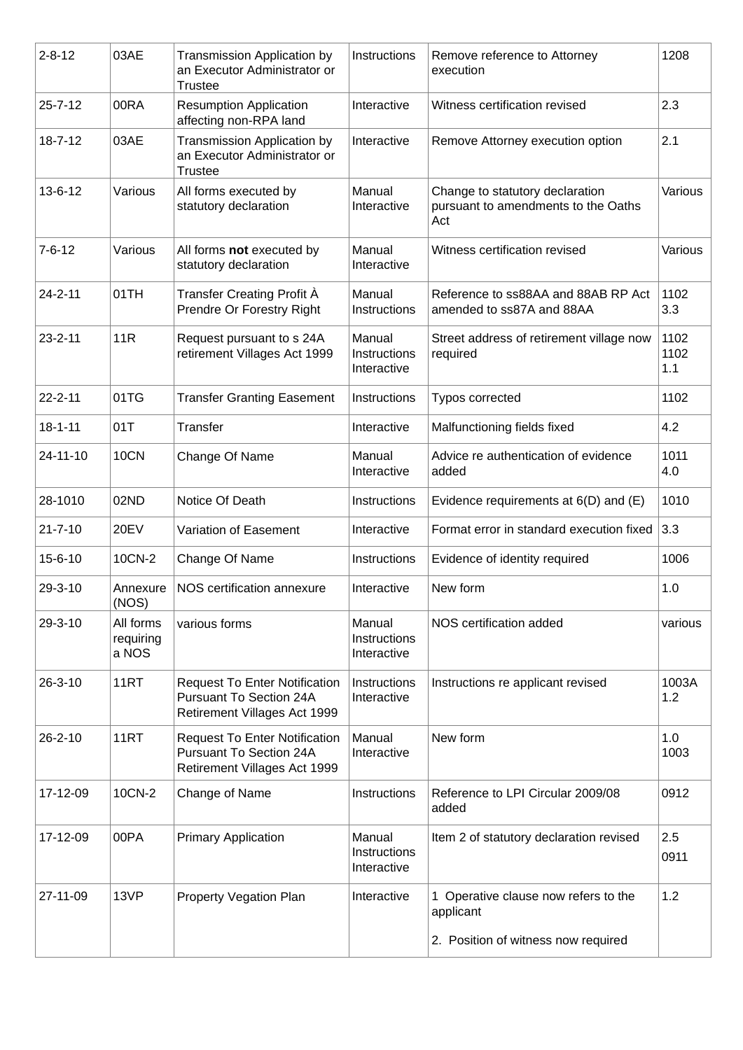| 2-8-12 | 03AE | Transmission Application by an Executor Administrator or Trustee | Instructions | Remove reference to Attorney execution | 1208 |
|---|---|---|---|---|---|
| 25-7-12 | 00RA | Resumption Application affecting non-RPA land | Interactive | Witness certification revised | 2.3 |
| 18-7-12 | 03AE | Transmission Application by an Executor Administrator or Trustee | Interactive | Remove Attorney execution option | 2.1 |
| 13-6-12 | Various | All forms executed by statutory declaration | Manual Interactive | Change to statutory declaration pursuant to amendments to the Oaths Act | Various |
| 7-6-12 | Various | All forms **not** executed by statutory declaration | Manual Interactive | Witness certification revised | Various |
| 24-2-11 | 01TH | Transfer Creating Profit À Prendre Or Forestry Right | Manual Instructions | Reference to ss88AA and 88AB RP Act amended to ss87A and 88AA | 1102 3.3 |
| 23-2-11 | 11R | Request pursuant to s 24A retirement Villages Act 1999 | Manual Instructions Interactive | Street address of retirement village now required | 1102 1102 1.1 |
| 22-2-11 | 01TG | Transfer Granting Easement | Instructions | Typos corrected | 1102 |
| 18-1-11 | 01T | Transfer | Interactive | Malfunctioning fields fixed | 4.2 |
| 24-11-10 | 10CN | Change Of Name | Manual Interactive | Advice re authentication of evidence added | 1011 4.0 |
| 28-1010 | 02ND | Notice Of Death | Instructions | Evidence requirements at 6(D) and (E) | 1010 |
| 21-7-10 | 20EV | Variation of Easement | Interactive | Format error in standard execution fixed | 3.3 |
| 15-6-10 | 10CN-2 | Change Of Name | Instructions | Evidence of identity required | 1006 |
| 29-3-10 | Annexure (NOS) | NOS certification annexure | Interactive | New form | 1.0 |
| 29-3-10 | All forms requiring a NOS | various forms | Manual Instructions Interactive | NOS certification added | various |
| 26-3-10 | 11RT | Request To Enter Notification Pursuant To Section 24A Retirement Villages Act 1999 | Instructions Interactive | Instructions re applicant revised | 1003A 1.2 |
| 26-2-10 | 11RT | Request To Enter Notification Pursuant To Section 24A Retirement Villages Act 1999 | Manual Interactive | New form | 1.0 1003 |
| 17-12-09 | 10CN-2 | Change of Name | Instructions | Reference to LPI Circular 2009/08 added | 0912 |
| 17-12-09 | 00PA | Primary Application | Manual Instructions Interactive | Item 2 of statutory declaration revised | 2.5 0911 |
| 27-11-09 | 13VP | Property Vegation Plan | Interactive | 1 Operative clause now refers to the applicant<br>2. Position of witness now required | 1.2 |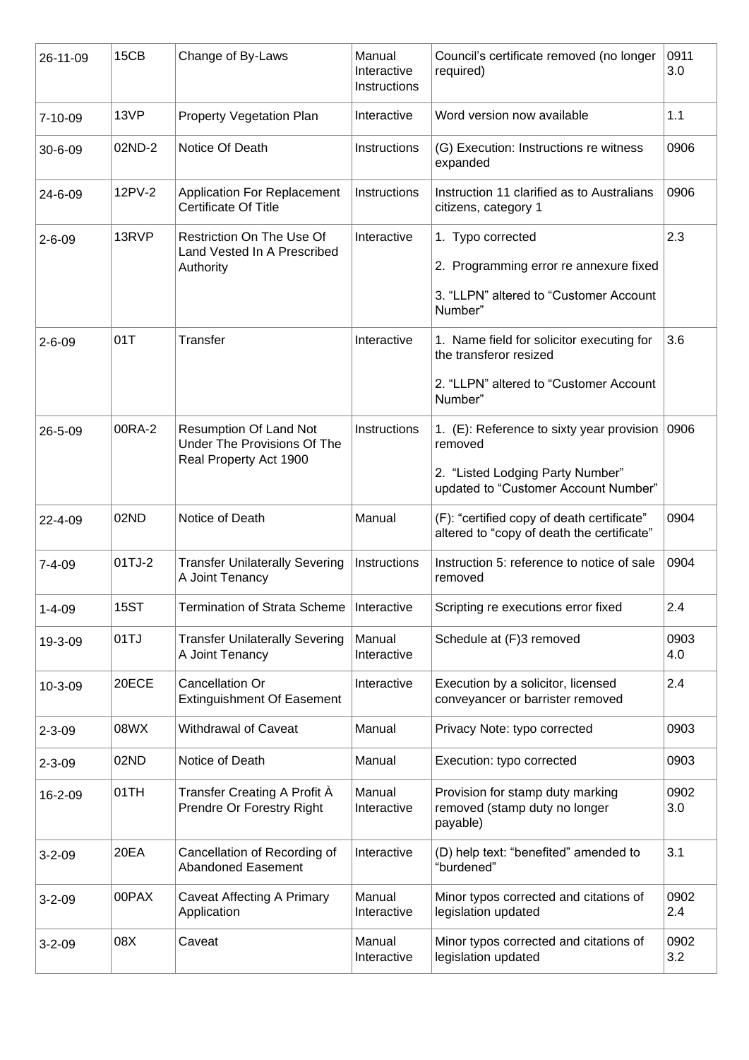| 26-11-09 | 15CB | Change of By-Laws | Manual Interactive Instructions | Council's certificate removed (no longer required) | 0911 3.0 |
|---|---|---|---|---|---|
| 7-10-09 | 13VP | Property Vegetation Plan | Interactive | Word version now available | 1.1 |
| 30-6-09 | 02ND-2 | Notice Of Death | Instructions | (G) Execution: Instructions re witness expanded | 0906 |
| 24-6-09 | 12PV-2 | Application For Replacement Certificate Of Title | Instructions | Instruction 11 clarified as to Australians citizens, category 1 | 0906 |
| 2-6-09 | 13RVP | Restriction On The Use Of Land Vested In A Prescribed Authority | Interactive | 1. Typo corrected<br>2. Programming error re annexure fixed<br>3. "LLPN" altered to "Customer Account Number" | 2.3 |
| 2-6-09 | 01T | Transfer | Interactive | 1. Name field for solicitor executing for the transferor resized<br>2. "LLPN" altered to "Customer Account Number" | 3.6 |
| 26-5-09 | 00RA-2 | Resumption Of Land Not Under The Provisions Of The Real Property Act 1900 | Instructions | 1. (E): Reference to sixty year provision removed<br>2. "Listed Lodging Party Number" updated to "Customer Account Number" | 0906 |
| 22-4-09 | 02ND | Notice of Death | Manual | (F): "certified copy of death certificate" altered to "copy of death the certificate" | 0904 |
| 7-4-09 | 01TJ-2 | Transfer Unilaterally Severing A Joint Tenancy | Instructions | Instruction 5: reference to notice of sale removed | 0904 |
| 1-4-09 | 15ST | Termination of Strata Scheme | Interactive | Scripting re executions error fixed | 2.4 |
| 19-3-09 | 01TJ | Transfer Unilaterally Severing A Joint Tenancy | Manual Interactive | Schedule at (F)3 removed | 0903 4.0 |
| 10-3-09 | 20ECE | Cancellation Or Extinguishment Of Easement | Interactive | Execution by a solicitor, licensed conveyancer or barrister removed | 2.4 |
| 2-3-09 | 08WX | Withdrawal of Caveat | Manual | Privacy Note: typo corrected | 0903 |
| 2-3-09 | 02ND | Notice of Death | Manual | Execution: typo corrected | 0903 |
| 16-2-09 | 01TH | Transfer Creating A Profit À Prendre Or Forestry Right | Manual Interactive | Provision for stamp duty marking removed (stamp duty no longer payable) | 0902 3.0 |
| 3-2-09 | 20EA | Cancellation of Recording of Abandoned Easement | Interactive | (D) help text: "benefited" amended to "burdened" | 3.1 |
| 3-2-09 | 00PAX | Caveat Affecting A Primary Application | Manual Interactive | Minor typos corrected and citations of legislation updated | 0902 2.4 |
| 3-2-09 | 08X | Caveat | Manual Interactive | Minor typos corrected and citations of legislation updated | 0902 3.2 |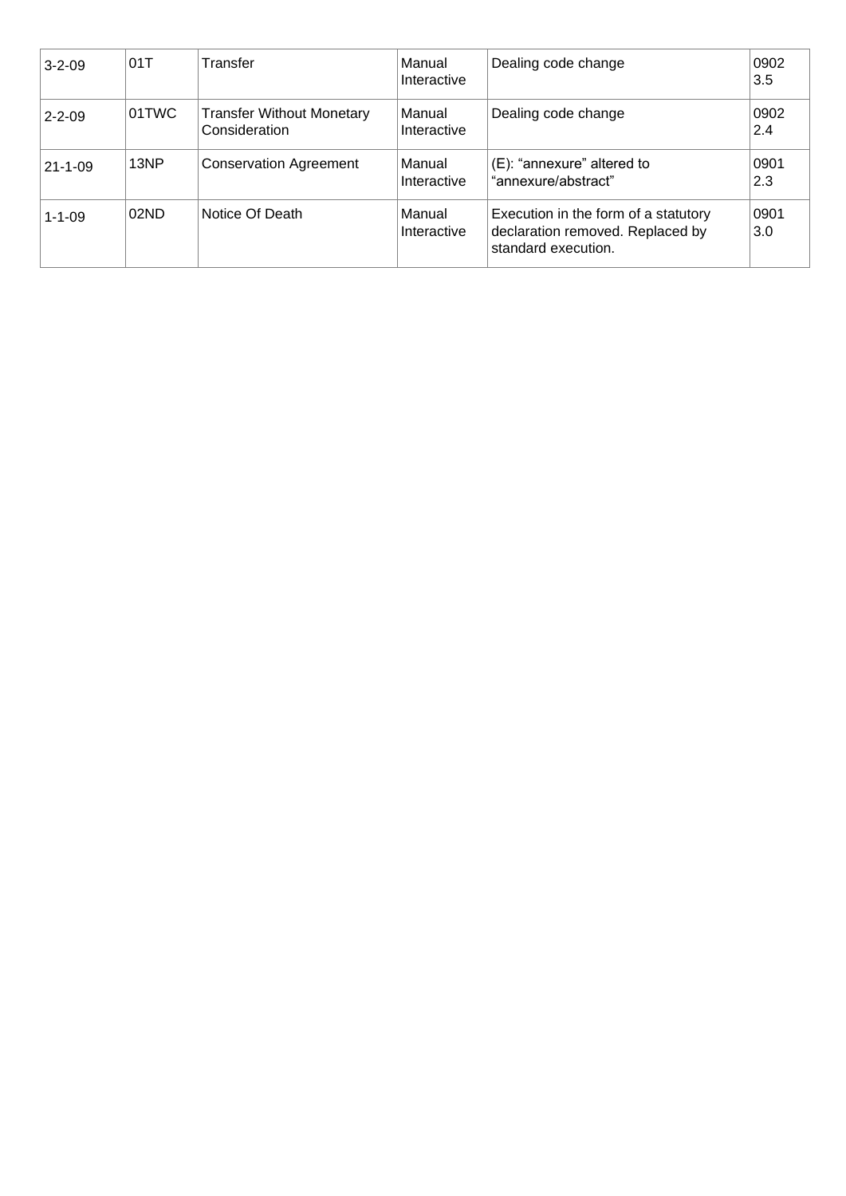| 3-2-09 | 01T | Transfer | Manual Interactive | Dealing code change | 0902 3.5 |
|---|---|---|---|---|---|
| 2-2-09 | 01TWC | Transfer Without Monetary Consideration | Manual Interactive | Dealing code change | 0902 2.4 |
| 21-1-09 | 13NP | Conservation Agreement | Manual Interactive | (E): "annexure" altered to "annexure/abstract" | 0901 2.3 |
| 1-1-09 | 02ND | Notice Of Death | Manual Interactive | Execution in the form of a statutory declaration removed. Replaced by standard execution. | 0901 3.0 |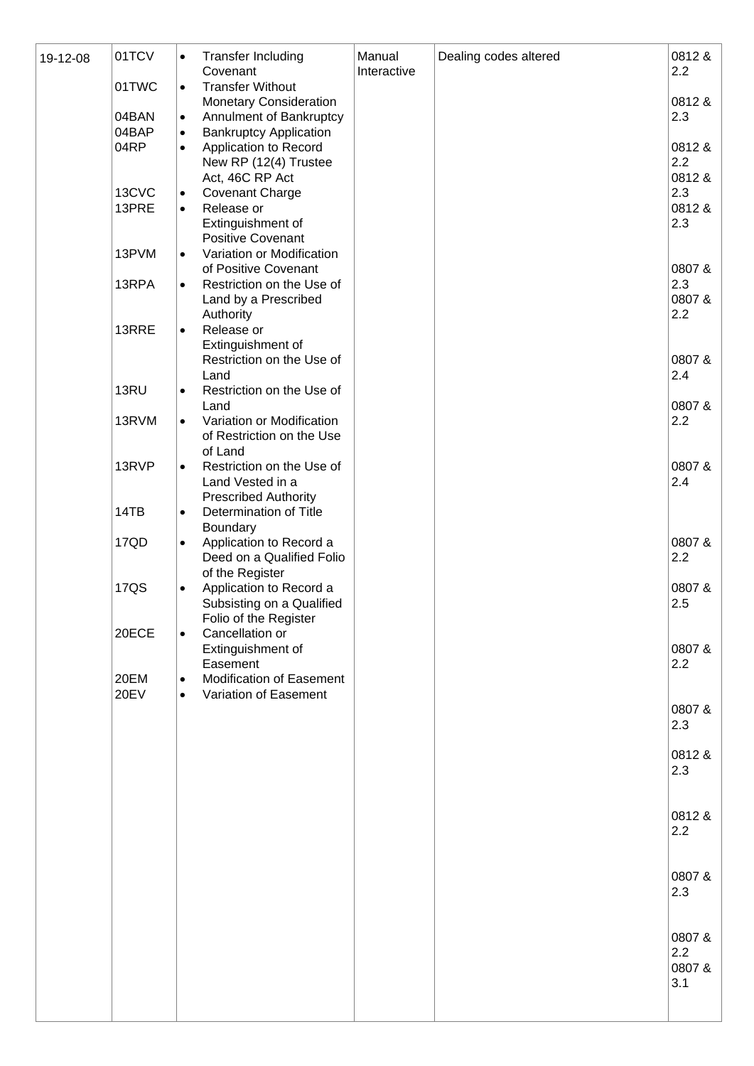| | | | | | |
|---|---|---|---|---|---|
| 19-12-08 | 01TCV<br>01TWC<br>04BAN<br>04BAP<br>04RP<br>13CVC<br>13PRE<br>13PVM<br>13RPA<br>13RRE<br>13RU<br>13RVM<br>13RVP<br>14TB<br>17QD<br>17QS<br>20ECE<br>20EM<br>20EV | • Transfer Including Covenant<br>• Transfer Without Monetary Consideration<br>• Annulment of Bankruptcy<br>• Bankruptcy Application<br>• Application to Record New RP (12(4) Trustee Act, 46C RP Act<br>• Covenant Charge<br>• Release or Extinguishment of Positive Covenant<br>• Variation or Modification of Positive Covenant<br>• Restriction on the Use of Land by a Prescribed Authority<br>• Release or Extinguishment of Restriction on the Use of Land<br>• Restriction on the Use of Land<br>• Variation or Modification of Restriction on the Use of Land<br>• Restriction on the Use of Land Vested in a Prescribed Authority<br>• Determination of Title Boundary<br>• Application to Record a Deed on a Qualified Folio of the Register<br>• Application to Record a Subsisting on a Qualified Folio of the Register<br>• Cancellation or Extinguishment of Easement<br>• Modification of Easement<br>• Variation of Easement | Manual Interactive | Dealing codes altered | 0812 & 2.2<br>0812 & 2.3<br>0812 & 2.2<br>0812 & 2.3<br>0812 & 2.3<br>0807 & 2.3<br>0807 & 2.2<br>0807 & 2.4<br>0807 & 2.2<br>0807 & 2.4<br>0807 & 2.2<br>0807 & 2.5<br>0807 & 2.2<br>0807 & 2.3<br>0812 & 2.3<br>0812 & 2.2<br>0807 & 2.3<br>0807 & 2.2<br>0807 & 3.1 |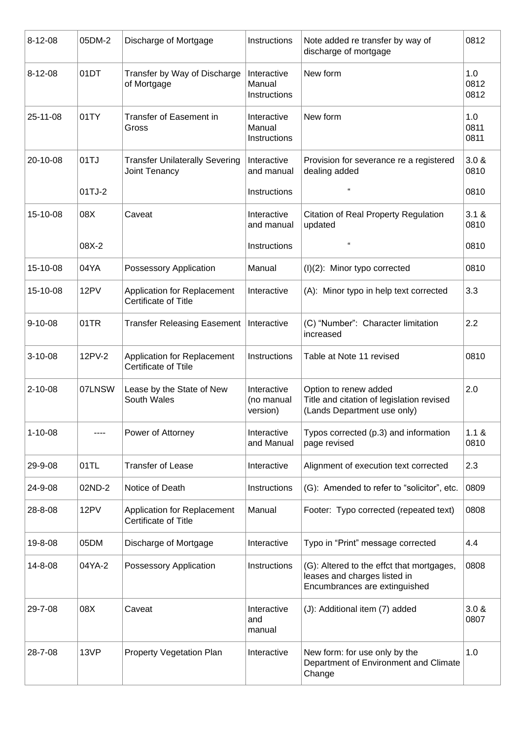| 8-12-08 | 05DM-2 | Discharge of Mortgage | Instructions | Note added re transfer by way of discharge of mortgage | 0812 |
|---|---|---|---|---|---|
| 8-12-08 | 01DT | Transfer by Way of Discharge of Mortgage | Interactive<br>Manual<br>Instructions | New form | 1.0<br>0812<br>0812 |
| 25-11-08 | 01TY | Transfer of Easement in Gross | Interactive<br>Manual<br>Instructions | New form | 1.0<br>0811<br>0811 |
| 20-10-08 | 01TJ | Transfer Unilaterally Severing Joint Tenancy | Interactive and manual | Provision for severance re a registered dealing added | 3.0 &<br>0810 |
| | 01TJ-2 | | Instructions | " | 0810 |
| 15-10-08 | 08X | Caveat | Interactive and manual | Citation of Real Property Regulation updated | 3.1 &<br>0810 |
| | 08X-2 | | Instructions | " | 0810 |
| 15-10-08 | 04YA | Possessory Application | Manual | (I)(2): Minor typo corrected | 0810 |
| 15-10-08 | 12PV | Application for Replacement Certificate of Title | Interactive | (A): Minor typo in help text corrected | 3.3 |
| 9-10-08 | 01TR | Transfer Releasing Easement | Interactive | (C) "Number": Character limitation increased | 2.2 |
| 3-10-08 | 12PV-2 | Application for Replacement Certificate of Ttile | Instructions | Table at Note 11 revised | 0810 |
| 2-10-08 | 07LNSW | Lease by the State of New South Wales | Interactive (no manual version) | Option to renew added<br>Title and citation of legislation revised<br>(Lands Department use only) | 2.0 |
| 1-10-08 | ---- | Power of Attorney | Interactive and Manual | Typos corrected (p.3) and information page revised | 1.1 &<br>0810 |
| 29-9-08 | 01TL | Transfer of Lease | Interactive | Alignment of execution text corrected | 2.3 |
| 24-9-08 | 02ND-2 | Notice of Death | Instructions | (G): Amended to refer to "solicitor", etc. | 0809 |
| 28-8-08 | 12PV | Application for Replacement Certificate of Title | Manual | Footer: Typo corrected (repeated text) | 0808 |
| 19-8-08 | 05DM | Discharge of Mortgage | Interactive | Typo in "Print" message corrected | 4.4 |
| 14-8-08 | 04YA-2 | Possessory Application | Instructions | (G): Altered to the effct that mortgages, leases and charges listed in Encumbrances are extinguished | 0808 |
| 29-7-08 | 08X | Caveat | Interactive and manual | (J): Additional item (7) added | 3.0 &<br>0807 |
| 28-7-08 | 13VP | Property Vegetation Plan | Interactive | New form: for use only by the Department of Environment and Climate Change | 1.0 |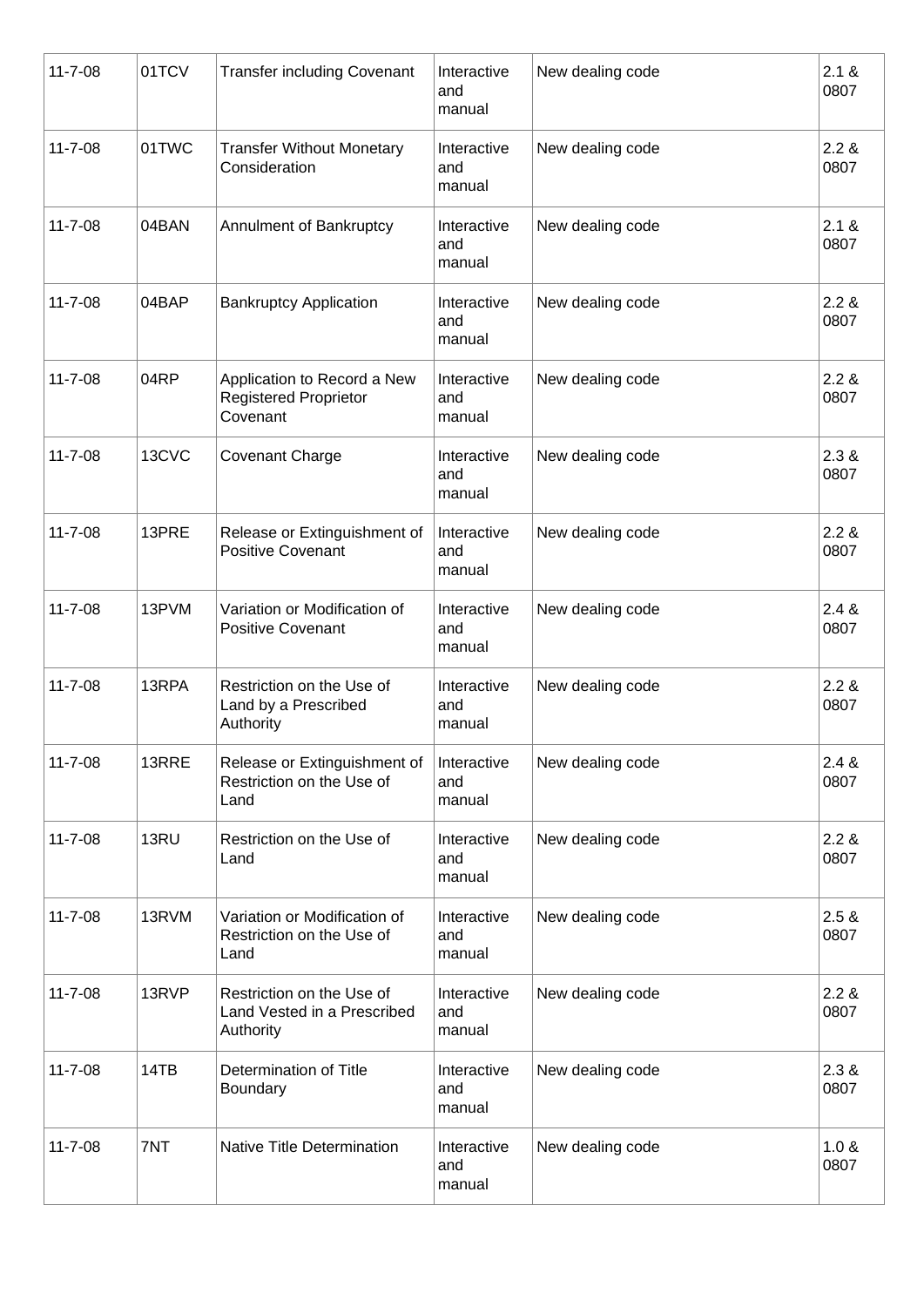| 11-7-08 | 01TCV | Transfer including Covenant | Interactive and manual | New dealing code | 2.1 & 0807 |
|---|---|---|---|---|---|
| 11-7-08 | 01TWC | Transfer Without Monetary Consideration | Interactive and manual | New dealing code | 2.2 & 0807 |
| 11-7-08 | 04BAN | Annulment of Bankruptcy | Interactive and manual | New dealing code | 2.1 & 0807 |
| 11-7-08 | 04BAP | Bankruptcy Application | Interactive and manual | New dealing code | 2.2 & 0807 |
| 11-7-08 | 04RP | Application to Record a New Registered Proprietor Covenant | Interactive and manual | New dealing code | 2.2 & 0807 |
| 11-7-08 | 13CVC | Covenant Charge | Interactive and manual | New dealing code | 2.3 & 0807 |
| 11-7-08 | 13PRE | Release or Extinguishment of Positive Covenant | Interactive and manual | New dealing code | 2.2 & 0807 |
| 11-7-08 | 13PVM | Variation or Modification of Positive Covenant | Interactive and manual | New dealing code | 2.4 & 0807 |
| 11-7-08 | 13RPA | Restriction on the Use of Land by a Prescribed Authority | Interactive and manual | New dealing code | 2.2 & 0807 |
| 11-7-08 | 13RRE | Release or Extinguishment of Restriction on the Use of Land | Interactive and manual | New dealing code | 2.4 & 0807 |
| 11-7-08 | 13RU | Restriction on the Use of Land | Interactive and manual | New dealing code | 2.2 & 0807 |
| 11-7-08 | 13RVM | Variation or Modification of Restriction on the Use of Land | Interactive and manual | New dealing code | 2.5 & 0807 |
| 11-7-08 | 13RVP | Restriction on the Use of Land Vested in a Prescribed Authority | Interactive and manual | New dealing code | 2.2 & 0807 |
| 11-7-08 | 14TB | Determination of Title Boundary | Interactive and manual | New dealing code | 2.3 & 0807 |
| 11-7-08 | 7NT | Native Title Determination | Interactive and manual | New dealing code | 1.0 & 0807 |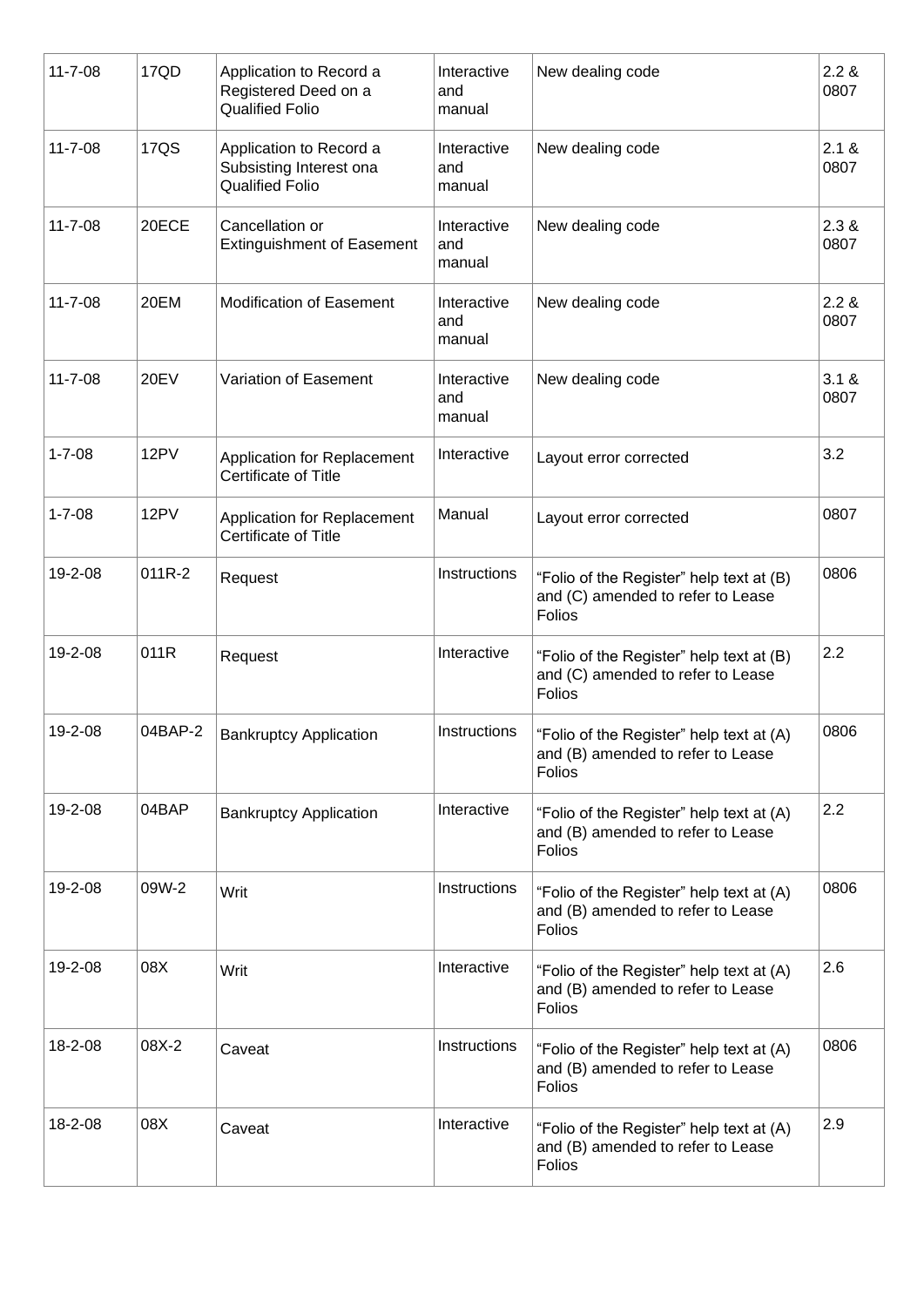| 11-7-08 | 17QD | Application to Record a Registered Deed on a Qualified Folio | Interactive and manual | New dealing code | 2.2 & 0807 |
|---|---|---|---|---|---|
| 11-7-08 | 17QS | Application to Record a Subsisting Interest ona Qualified Folio | Interactive and manual | New dealing code | 2.1 & 0807 |
| 11-7-08 | 20ECE | Cancellation or Extinguishment of Easement | Interactive and manual | New dealing code | 2.3 & 0807 |
| 11-7-08 | 20EM | Modification of Easement | Interactive and manual | New dealing code | 2.2 & 0807 |
| 11-7-08 | 20EV | Variation of Easement | Interactive and manual | New dealing code | 3.1 & 0807 |
| 1-7-08 | 12PV | Application for Replacement Certificate of Title | Interactive | Layout error corrected | 3.2 |
| 1-7-08 | 12PV | Application for Replacement Certificate of Title | Manual | Layout error corrected | 0807 |
| 19-2-08 | 011R-2 | Request | Instructions | "Folio of the Register" help text at (B) and (C) amended to refer to Lease Folios | 0806 |
| 19-2-08 | 011R | Request | Interactive | "Folio of the Register" help text at (B) and (C) amended to refer to Lease Folios | 2.2 |
| 19-2-08 | 04BAP-2 | Bankruptcy Application | Instructions | "Folio of the Register" help text at (A) and (B) amended to refer to Lease Folios | 0806 |
| 19-2-08 | 04BAP | Bankruptcy Application | Interactive | "Folio of the Register" help text at (A) and (B) amended to refer to Lease Folios | 2.2 |
| 19-2-08 | 09W-2 | Writ | Instructions | "Folio of the Register" help text at (A) and (B) amended to refer to Lease Folios | 0806 |
| 19-2-08 | 08X | Writ | Interactive | "Folio of the Register" help text at (A) and (B) amended to refer to Lease Folios | 2.6 |
| 18-2-08 | 08X-2 | Caveat | Instructions | "Folio of the Register" help text at (A) and (B) amended to refer to Lease Folios | 0806 |
| 18-2-08 | 08X | Caveat | Interactive | "Folio of the Register" help text at (A) and (B) amended to refer to Lease Folios | 2.9 |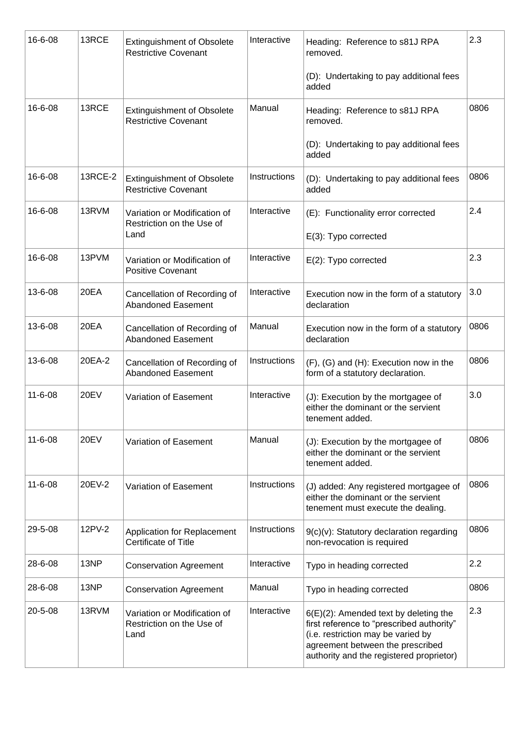| | | | | | |
|---|---|---|---|---|---|
| 16-6-08 | 13RCE | Extinguishment of Obsolete Restrictive Covenant | Interactive | Heading: Reference to s81J RPA removed.<br><br>(D): Undertaking to pay additional fees added | 2.3 |
| 16-6-08 | 13RCE | Extinguishment of Obsolete Restrictive Covenant | Manual | Heading: Reference to s81J RPA removed.<br><br>(D): Undertaking to pay additional fees added | 0806 |
| 16-6-08 | 13RCE-2 | Extinguishment of Obsolete Restrictive Covenant | Instructions | (D): Undertaking to pay additional fees added | 0806 |
| 16-6-08 | 13RVM | Variation or Modification of Restriction on the Use of Land | Interactive | (E): Functionality error corrected<br><br>E(3): Typo corrected | 2.4 |
| 16-6-08 | 13PVM | Variation or Modification of Positive Covenant | Interactive | E(2): Typo corrected | 2.3 |
| 13-6-08 | 20EA | Cancellation of Recording of Abandoned Easement | Interactive | Execution now in the form of a statutory declaration | 3.0 |
| 13-6-08 | 20EA | Cancellation of Recording of Abandoned Easement | Manual | Execution now in the form of a statutory declaration | 0806 |
| 13-6-08 | 20EA-2 | Cancellation of Recording of Abandoned Easement | Instructions | (F), (G) and (H): Execution now in the form of a statutory declaration. | 0806 |
| 11-6-08 | 20EV | Variation of Easement | Interactive | (J): Execution by the mortgagee of either the dominant or the servient tenement added. | 3.0 |
| 11-6-08 | 20EV | Variation of Easement | Manual | (J): Execution by the mortgagee of either the dominant or the servient tenement added. | 0806 |
| 11-6-08 | 20EV-2 | Variation of Easement | Instructions | (J) added: Any registered mortgagee of either the dominant or the servient tenement must execute the dealing. | 0806 |
| 29-5-08 | 12PV-2 | Application for Replacement Certificate of Title | Instructions | 9(c)(v): Statutory declaration regarding non-revocation is required | 0806 |
| 28-6-08 | 13NP | Conservation Agreement | Interactive | Typo in heading corrected | 2.2 |
| 28-6-08 | 13NP | Conservation Agreement | Manual | Typo in heading corrected | 0806 |
| 20-5-08 | 13RVM | Variation or Modification of Restriction on the Use of Land | Interactive | 6(E)(2): Amended text by deleting the first reference to "prescribed authority" (i.e. restriction may be varied by agreement between the prescribed authority and the registered proprietor) | 2.3 |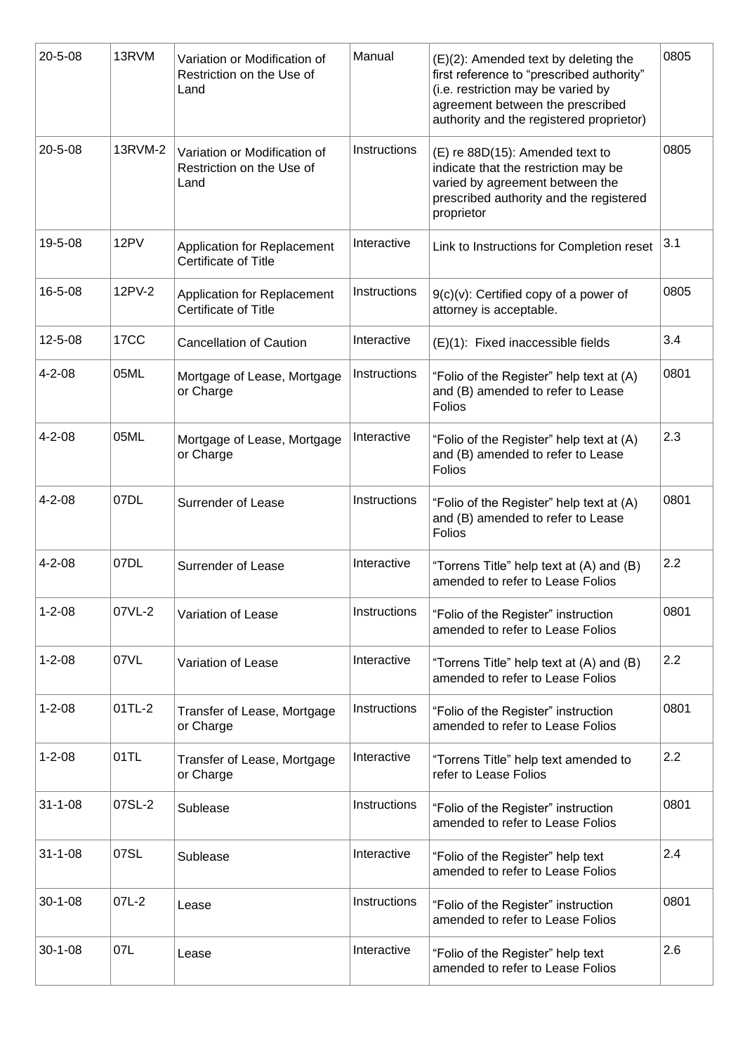| 20-5-08 | 13RVM | Variation or Modification of Restriction on the Use of Land | Manual | (E)(2): Amended text by deleting the first reference to "prescribed authority" (i.e. restriction may be varied by agreement between the prescribed authority and the registered proprietor) | 0805 |
|---|---|---|---|---|---|
| 20-5-08 | 13RVM-2 | Variation or Modification of Restriction on the Use of Land | Instructions | (E) re 88D(15): Amended text to indicate that the restriction may be varied by agreement between the prescribed authority and the registered proprietor | 0805 |
| 19-5-08 | 12PV | Application for Replacement Certificate of Title | Interactive | Link to Instructions for Completion reset | 3.1 |
| 16-5-08 | 12PV-2 | Application for Replacement Certificate of Title | Instructions | 9(c)(v): Certified copy of a power of attorney is acceptable. | 0805 |
| 12-5-08 | 17CC | Cancellation of Caution | Interactive | (E)(1): Fixed inaccessible fields | 3.4 |
| 4-2-08 | 05ML | Mortgage of Lease, Mortgage or Charge | Instructions | "Folio of the Register" help text at (A) and (B) amended to refer to Lease Folios | 0801 |
| 4-2-08 | 05ML | Mortgage of Lease, Mortgage or Charge | Interactive | "Folio of the Register" help text at (A) and (B) amended to refer to Lease Folios | 2.3 |
| 4-2-08 | 07DL | Surrender of Lease | Instructions | "Folio of the Register" help text at (A) and (B) amended to refer to Lease Folios | 0801 |
| 4-2-08 | 07DL | Surrender of Lease | Interactive | "Torrens Title" help text at (A) and (B) amended to refer to Lease Folios | 2.2 |
| 1-2-08 | 07VL-2 | Variation of Lease | Instructions | "Folio of the Register" instruction amended to refer to Lease Folios | 0801 |
| 1-2-08 | 07VL | Variation of Lease | Interactive | "Torrens Title" help text at (A) and (B) amended to refer to Lease Folios | 2.2 |
| 1-2-08 | 01TL-2 | Transfer of Lease, Mortgage or Charge | Instructions | "Folio of the Register" instruction amended to refer to Lease Folios | 0801 |
| 1-2-08 | 01TL | Transfer of Lease, Mortgage or Charge | Interactive | "Torrens Title" help text amended to refer to Lease Folios | 2.2 |
| 31-1-08 | 07SL-2 | Sublease | Instructions | "Folio of the Register" instruction amended to refer to Lease Folios | 0801 |
| 31-1-08 | 07SL | Sublease | Interactive | "Folio of the Register" help text amended to refer to Lease Folios | 2.4 |
| 30-1-08 | 07L-2 | Lease | Instructions | "Folio of the Register" instruction amended to refer to Lease Folios | 0801 |
| 30-1-08 | 07L | Lease | Interactive | "Folio of the Register" help text amended to refer to Lease Folios | 2.6 |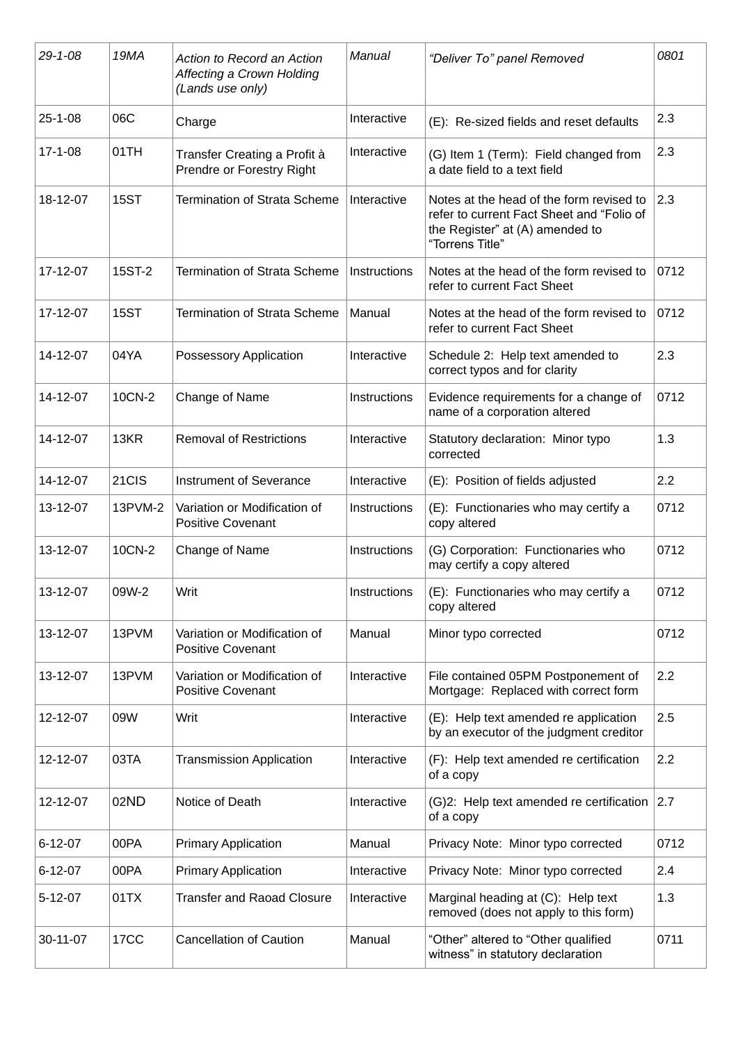| *29-1-08* | *19MA* | *Action to Record an Action Affecting a Crown Holding (Lands use only)* | *Manual* | *"Deliver To" panel Removed* | *0801* |
|---|---|---|---|---|---|
| 25-1-08 | 06C | Charge | Interactive | (E): Re-sized fields and reset defaults | 2.3 |
| 17-1-08 | 01TH | Transfer Creating a Profit à Prendre or Forestry Right | Interactive | (G) Item 1 (Term): Field changed from a date field to a text field | 2.3 |
| 18-12-07 | 15ST | Termination of Strata Scheme | Interactive | Notes at the head of the form revised to refer to current Fact Sheet and "Folio of the Register" at (A) amended to "Torrens Title" | 2.3 |
| 17-12-07 | 15ST-2 | Termination of Strata Scheme | Instructions | Notes at the head of the form revised to refer to current Fact Sheet | 0712 |
| 17-12-07 | 15ST | Termination of Strata Scheme | Manual | Notes at the head of the form revised to refer to current Fact Sheet | 0712 |
| 14-12-07 | 04YA | Possessory Application | Interactive | Schedule 2: Help text amended to correct typos and for clarity | 2.3 |
| 14-12-07 | 10CN-2 | Change of Name | Instructions | Evidence requirements for a change of name of a corporation altered | 0712 |
| 14-12-07 | 13KR | Removal of Restrictions | Interactive | Statutory declaration: Minor typo corrected | 1.3 |
| 14-12-07 | 21CIS | Instrument of Severance | Interactive | (E): Position of fields adjusted | 2.2 |
| 13-12-07 | 13PVM-2 | Variation or Modification of Positive Covenant | Instructions | (E): Functionaries who may certify a copy altered | 0712 |
| 13-12-07 | 10CN-2 | Change of Name | Instructions | (G) Corporation: Functionaries who may certify a copy altered | 0712 |
| 13-12-07 | 09W-2 | Writ | Instructions | (E): Functionaries who may certify a copy altered | 0712 |
| 13-12-07 | 13PVM | Variation or Modification of Positive Covenant | Manual | Minor typo corrected | 0712 |
| 13-12-07 | 13PVM | Variation or Modification of Positive Covenant | Interactive | File contained 05PM Postponement of Mortgage: Replaced with correct form | 2.2 |
| 12-12-07 | 09W | Writ | Interactive | (E): Help text amended re application by an executor of the judgment creditor | 2.5 |
| 12-12-07 | 03TA | Transmission Application | Interactive | (F): Help text amended re certification of a copy | 2.2 |
| 12-12-07 | 02ND | Notice of Death | Interactive | (G)2: Help text amended re certification of a copy | 2.7 |
| 6-12-07 | 00PA | Primary Application | Manual | Privacy Note: Minor typo corrected | 0712 |
| 6-12-07 | 00PA | Primary Application | Interactive | Privacy Note: Minor typo corrected | 2.4 |
| 5-12-07 | 01TX | Transfer and Raoad Closure | Interactive | Marginal heading at (C): Help text removed (does not apply to this form) | 1.3 |
| 30-11-07 | 17CC | Cancellation of Caution | Manual | "Other" altered to "Other qualified witness" in statutory declaration | 0711 |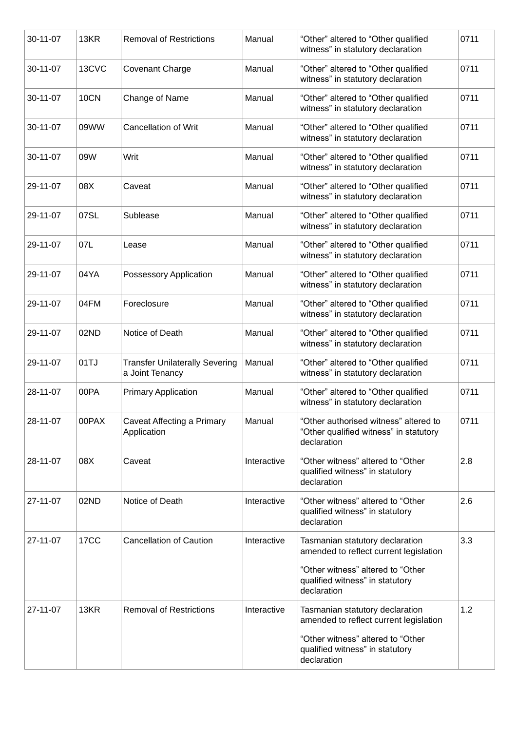| 30-11-07 | 13KR | Removal of Restrictions | Manual | “Other” altered to “Other qualified witness” in statutory declaration | 0711 |
|---|---|---|---|---|---|
| 30-11-07 | 13CVC | Covenant Charge | Manual | “Other” altered to “Other qualified witness” in statutory declaration | 0711 |
| 30-11-07 | 10CN | Change of Name | Manual | “Other” altered to “Other qualified witness” in statutory declaration | 0711 |
| 30-11-07 | 09WW | Cancellation of Writ | Manual | “Other” altered to “Other qualified witness” in statutory declaration | 0711 |
| 30-11-07 | 09W | Writ | Manual | “Other” altered to “Other qualified witness” in statutory declaration | 0711 |
| 29-11-07 | 08X | Caveat | Manual | “Other” altered to “Other qualified witness” in statutory declaration | 0711 |
| 29-11-07 | 07SL | Sublease | Manual | “Other” altered to “Other qualified witness” in statutory declaration | 0711 |
| 29-11-07 | 07L | Lease | Manual | “Other” altered to “Other qualified witness” in statutory declaration | 0711 |
| 29-11-07 | 04YA | Possessory Application | Manual | “Other” altered to “Other qualified witness” in statutory declaration | 0711 |
| 29-11-07 | 04FM | Foreclosure | Manual | “Other” altered to “Other qualified witness” in statutory declaration | 0711 |
| 29-11-07 | 02ND | Notice of Death | Manual | “Other” altered to “Other qualified witness” in statutory declaration | 0711 |
| 29-11-07 | 01TJ | Transfer Unilaterally Severing a Joint Tenancy | Manual | “Other” altered to “Other qualified witness” in statutory declaration | 0711 |
| 28-11-07 | 00PA | Primary Application | Manual | “Other” altered to “Other qualified witness” in statutory declaration | 0711 |
| 28-11-07 | 00PAX | Caveat Affecting a Primary Application | Manual | “Other authorised witness” altered to “Other qualified witness” in statutory declaration | 0711 |
| 28-11-07 | 08X | Caveat | Interactive | “Other witness” altered to “Other qualified witness” in statutory declaration | 2.8 |
| 27-11-07 | 02ND | Notice of Death | Interactive | “Other witness” altered to “Other qualified witness” in statutory declaration | 2.6 |
| 27-11-07 | 17CC | Cancellation of Caution | Interactive | Tasmanian statutory declaration amended to reflect current legislation<br><br>“Other witness” altered to “Other qualified witness” in statutory declaration | 3.3 |
| 27-11-07 | 13KR | Removal of Restrictions | Interactive | Tasmanian statutory declaration amended to reflect current legislation<br><br>“Other witness” altered to “Other qualified witness” in statutory declaration | 1.2 |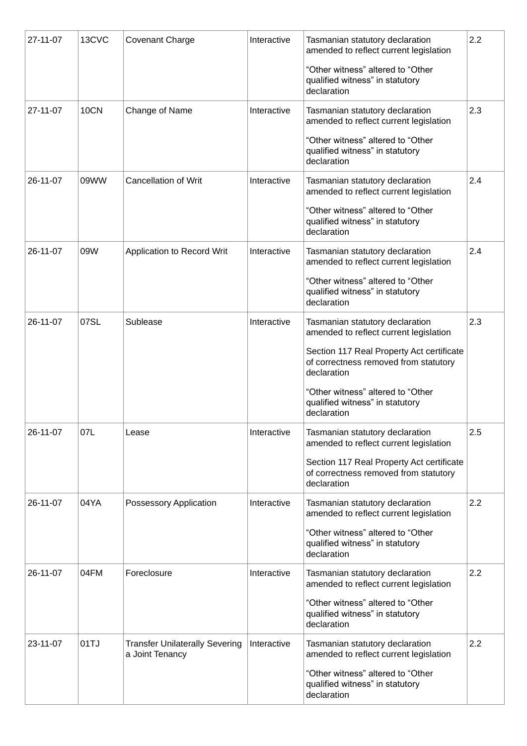| 27-11-07 | 13CVC | Covenant Charge | Interactive | Tasmanian statutory declaration amended to reflect current legislation<br><br>"Other witness" altered to "Other qualified witness" in statutory declaration | 2.2 |
|---|---|---|---|---|---|
| 27-11-07 | 10CN | Change of Name | Interactive | Tasmanian statutory declaration amended to reflect current legislation<br><br>"Other witness" altered to "Other qualified witness" in statutory declaration | 2.3 |
| 26-11-07 | 09WW | Cancellation of Writ | Interactive | Tasmanian statutory declaration amended to reflect current legislation<br><br>"Other witness" altered to "Other qualified witness" in statutory declaration | 2.4 |
| 26-11-07 | 09W | Application to Record Writ | Interactive | Tasmanian statutory declaration amended to reflect current legislation<br><br>"Other witness" altered to "Other qualified witness" in statutory declaration | 2.4 |
| 26-11-07 | 07SL | Sublease | Interactive | Tasmanian statutory declaration amended to reflect current legislation<br><br>Section 117 Real Property Act certificate of correctness removed from statutory declaration<br><br>"Other witness" altered to "Other qualified witness" in statutory declaration | 2.3 |
| 26-11-07 | 07L | Lease | Interactive | Tasmanian statutory declaration amended to reflect current legislation<br><br>Section 117 Real Property Act certificate of correctness removed from statutory declaration | 2.5 |
| 26-11-07 | 04YA | Possessory Application | Interactive | Tasmanian statutory declaration amended to reflect current legislation<br><br>"Other witness" altered to "Other qualified witness" in statutory declaration | 2.2 |
| 26-11-07 | 04FM | Foreclosure | Interactive | Tasmanian statutory declaration amended to reflect current legislation<br><br>"Other witness" altered to "Other qualified witness" in statutory declaration | 2.2 |
| 23-11-07 | 01TJ | Transfer Unilaterally Severing a Joint Tenancy | Interactive | Tasmanian statutory declaration amended to reflect current legislation<br><br>"Other witness" altered to "Other qualified witness" in statutory declaration | 2.2 |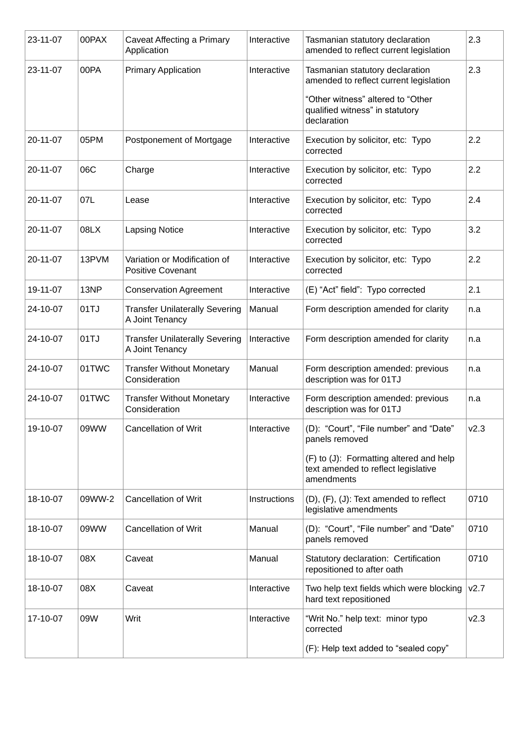| 23-11-07 | 00PAX | Caveat Affecting a Primary Application | Interactive | Tasmanian statutory declaration amended to reflect current legislation | 2.3 |
|---|---|---|---|---|---|
| 23-11-07 | 00PA | Primary Application | Interactive | Tasmanian statutory declaration amended to reflect current legislation<br><br>“Other witness” altered to “Other qualified witness” in statutory declaration | 2.3 |
| 20-11-07 | 05PM | Postponement of Mortgage | Interactive | Execution by solicitor, etc: Typo corrected | 2.2 |
| 20-11-07 | 06C | Charge | Interactive | Execution by solicitor, etc: Typo corrected | 2.2 |
| 20-11-07 | 07L | Lease | Interactive | Execution by solicitor, etc: Typo corrected | 2.4 |
| 20-11-07 | 08LX | Lapsing Notice | Interactive | Execution by solicitor, etc: Typo corrected | 3.2 |
| 20-11-07 | 13PVM | Variation or Modification of Positive Covenant | Interactive | Execution by solicitor, etc: Typo corrected | 2.2 |
| 19-11-07 | 13NP | Conservation Agreement | Interactive | (E) “Act” field”: Typo corrected | 2.1 |
| 24-10-07 | 01TJ | Transfer Unilaterally Severing A Joint Tenancy | Manual | Form description amended for clarity | n.a |
| 24-10-07 | 01TJ | Transfer Unilaterally Severing A Joint Tenancy | Interactive | Form description amended for clarity | n.a |
| 24-10-07 | 01TWC | Transfer Without Monetary Consideration | Manual | Form description amended: previous description was for 01TJ | n.a |
| 24-10-07 | 01TWC | Transfer Without Monetary Consideration | Interactive | Form description amended: previous description was for 01TJ | n.a |
| 19-10-07 | 09WW | Cancellation of Writ | Interactive | (D): “Court”, “File number” and “Date” panels removed<br><br>(F) to (J): Formatting altered and help text amended to reflect legislative amendments | v2.3 |
| 18-10-07 | 09WW-2 | Cancellation of Writ | Instructions | (D), (F), (J): Text amended to reflect legislative amendments | 0710 |
| 18-10-07 | 09WW | Cancellation of Writ | Manual | (D): “Court”, “File number” and “Date” panels removed | 0710 |
| 18-10-07 | 08X | Caveat | Manual | Statutory declaration: Certification repositioned to after oath | 0710 |
| 18-10-07 | 08X | Caveat | Interactive | Two help text fields which were blocking hard text repositioned | v2.7 |
| 17-10-07 | 09W | Writ | Interactive | “Writ No.” help text: minor typo corrected<br><br>(F): Help text added to “sealed copy” | v2.3 |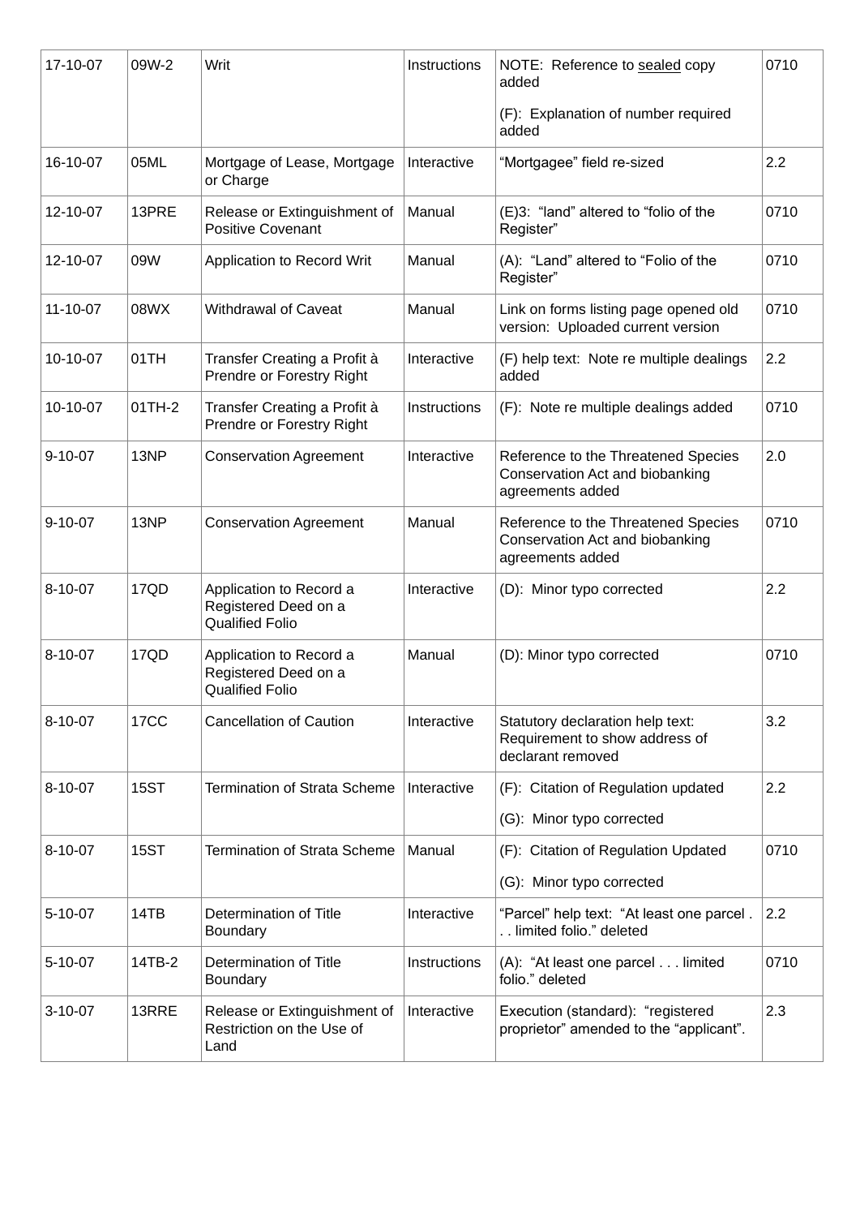| 17-10-07 | 09W-2 | Writ | Instructions | NOTE: Reference to sealed copy added<br><br>(F): Explanation of number required added | 0710 |
|---|---|---|---|---|---|
| 16-10-07 | 05ML | Mortgage of Lease, Mortgage or Charge | Interactive | “Mortgagee” field re-sized | 2.2 |
| 12-10-07 | 13PRE | Release or Extinguishment of Positive Covenant | Manual | (E)3: “land” altered to “folio of the Register” | 0710 |
| 12-10-07 | 09W | Application to Record Writ | Manual | (A): “Land” altered to “Folio of the Register” | 0710 |
| 11-10-07 | 08WX | Withdrawal of Caveat | Manual | Link on forms listing page opened old version: Uploaded current version | 0710 |
| 10-10-07 | 01TH | Transfer Creating a Profit à Prendre or Forestry Right | Interactive | (F) help text: Note re multiple dealings added | 2.2 |
| 10-10-07 | 01TH-2 | Transfer Creating a Profit à Prendre or Forestry Right | Instructions | (F): Note re multiple dealings added | 0710 |
| 9-10-07 | 13NP | Conservation Agreement | Interactive | Reference to the Threatened Species Conservation Act and biobanking agreements added | 2.0 |
| 9-10-07 | 13NP | Conservation Agreement | Manual | Reference to the Threatened Species Conservation Act and biobanking agreements added | 0710 |
| 8-10-07 | 17QD | Application to Record a Registered Deed on a Qualified Folio | Interactive | (D): Minor typo corrected | 2.2 |
| 8-10-07 | 17QD | Application to Record a Registered Deed on a Qualified Folio | Manual | (D): Minor typo corrected | 0710 |
| 8-10-07 | 17CC | Cancellation of Caution | Interactive | Statutory declaration help text: Requirement to show address of declarant removed | 3.2 |
| 8-10-07 | 15ST | Termination of Strata Scheme | Interactive | (F): Citation of Regulation updated<br><br>(G): Minor typo corrected | 2.2 |
| 8-10-07 | 15ST | Termination of Strata Scheme | Manual | (F): Citation of Regulation Updated<br><br>(G): Minor typo corrected | 0710 |
| 5-10-07 | 14TB | Determination of Title Boundary | Interactive | “Parcel” help text: “At least one parcel . . . limited folio.” deleted | 2.2 |
| 5-10-07 | 14TB-2 | Determination of Title Boundary | Instructions | (A): “At least one parcel . . . limited folio.” deleted | 0710 |
| 3-10-07 | 13RRE | Release or Extinguishment of Restriction on the Use of Land | Interactive | Execution (standard): “registered proprietor” amended to the “applicant”. | 2.3 |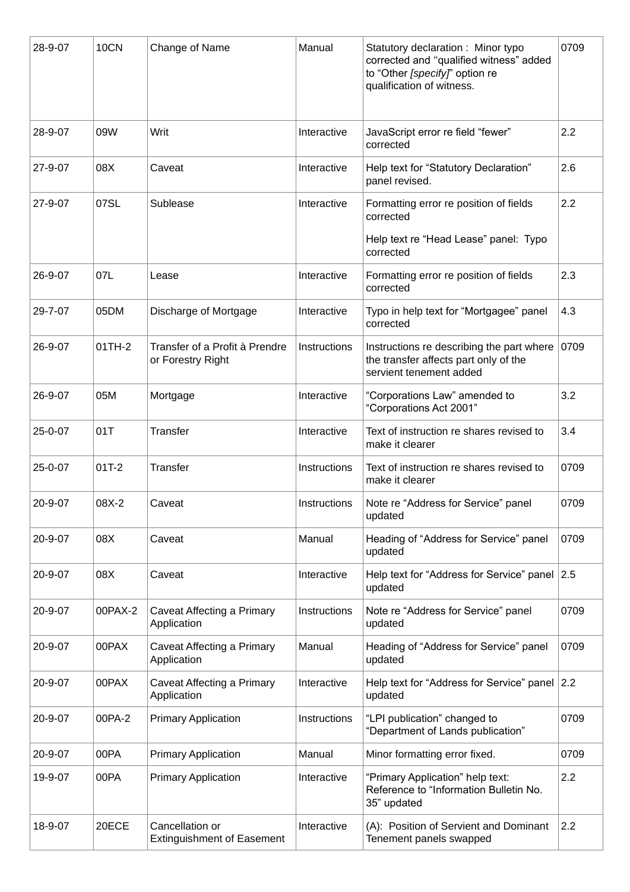| 28-9-07 | 10CN | Change of Name | Manual | Statutory declaration : Minor typo corrected and "qualified witness" added to "Other *[specify]*" option re qualification of witness. | 0709 |
|---|---|---|---|---|---|
| 28-9-07 | 09W | Writ | Interactive | JavaScript error re field "fewer" corrected | 2.2 |
| 27-9-07 | 08X | Caveat | Interactive | Help text for "Statutory Declaration" panel revised. | 2.6 |
| 27-9-07 | 07SL | Sublease | Interactive | Formatting error re position of fields corrected<br><br>Help text re "Head Lease" panel: Typo corrected | 2.2 |
| 26-9-07 | 07L | Lease | Interactive | Formatting error re position of fields corrected | 2.3 |
| 29-7-07 | 05DM | Discharge of Mortgage | Interactive | Typo in help text for "Mortgagee" panel corrected | 4.3 |
| 26-9-07 | 01TH-2 | Transfer of a Profit à Prendre or Forestry Right | Instructions | Instructions re describing the part where the transfer affects part only of the servient tenement added | 0709 |
| 26-9-07 | 05M | Mortgage | Interactive | "Corporations Law" amended to "Corporations Act 2001" | 3.2 |
| 25-0-07 | 01T | Transfer | Interactive | Text of instruction re shares revised to make it clearer | 3.4 |
| 25-0-07 | 01T-2 | Transfer | Instructions | Text of instruction re shares revised to make it clearer | 0709 |
| 20-9-07 | 08X-2 | Caveat | Instructions | Note re "Address for Service" panel updated | 0709 |
| 20-9-07 | 08X | Caveat | Manual | Heading of "Address for Service" panel updated | 0709 |
| 20-9-07 | 08X | Caveat | Interactive | Help text for "Address for Service" panel updated | 2.5 |
| 20-9-07 | 00PAX-2 | Caveat Affecting a Primary Application | Instructions | Note re "Address for Service" panel updated | 0709 |
| 20-9-07 | 00PAX | Caveat Affecting a Primary Application | Manual | Heading of "Address for Service" panel updated | 0709 |
| 20-9-07 | 00PAX | Caveat Affecting a Primary Application | Interactive | Help text for "Address for Service" panel updated | 2.2 |
| 20-9-07 | 00PA-2 | Primary Application | Instructions | "LPI publication" changed to "Department of Lands publication" | 0709 |
| 20-9-07 | 00PA | Primary Application | Manual | Minor formatting error fixed. | 0709 |
| 19-9-07 | 00PA | Primary Application | Interactive | "Primary Application" help text: Reference to "Information Bulletin No. 35" updated | 2.2 |
| 18-9-07 | 20ECE | Cancellation or Extinguishment of Easement | Interactive | (A): Position of Servient and Dominant Tenement panels swapped | 2.2 |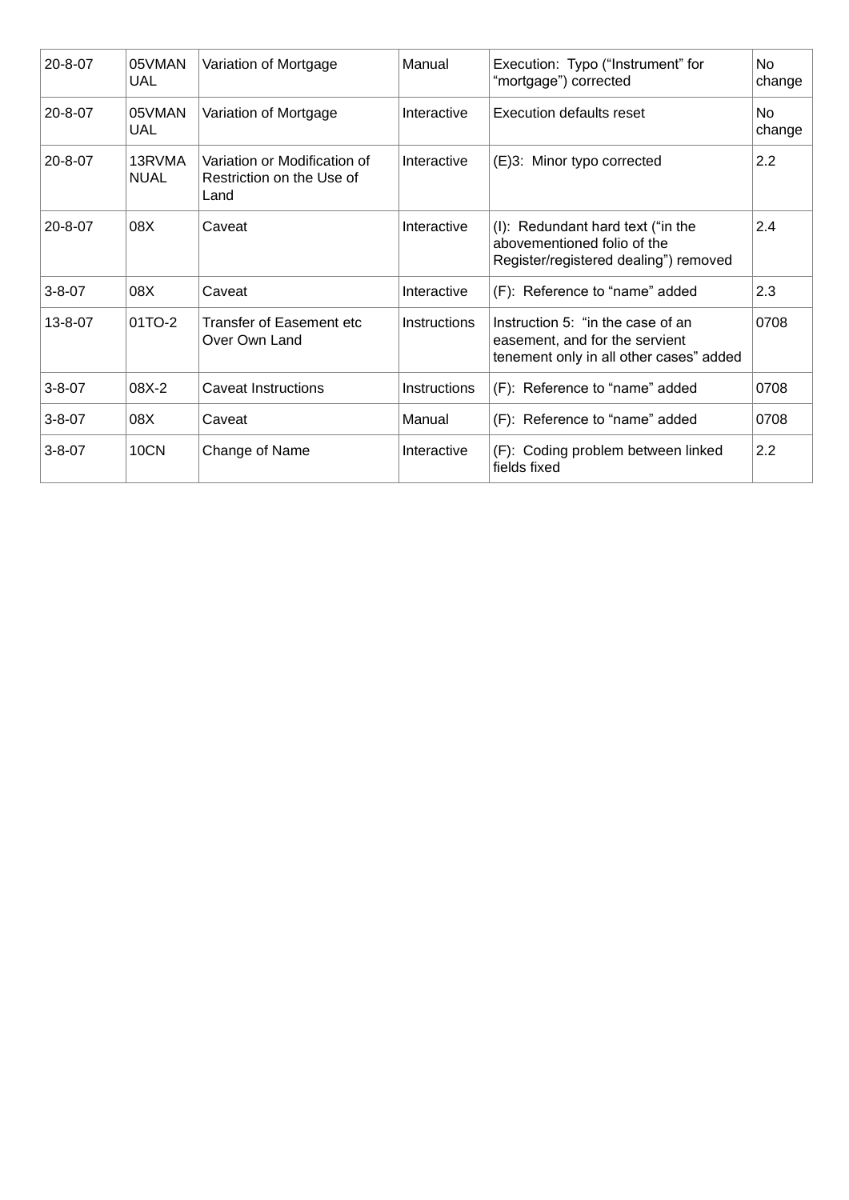| | | | | | |
|---|---|---|---|---|---|
| 20-8-07 | 05VMANUAL | Variation of Mortgage | Manual | Execution: Typo ("Instrument" for "mortgage") corrected | No change |
| 20-8-07 | 05VMANUAL | Variation of Mortgage | Interactive | Execution defaults reset | No change |
| 20-8-07 | 13RVMANUAL | Variation or Modification of Restriction on the Use of Land | Interactive | (E)3: Minor typo corrected | 2.2 |
| 20-8-07 | 08X | Caveat | Interactive | (I): Redundant hard text ("in the abovementioned folio of the Register/registered dealing") removed | 2.4 |
| 3-8-07 | 08X | Caveat | Interactive | (F): Reference to "name" added | 2.3 |
| 13-8-07 | 01TO-2 | Transfer of Easement etc Over Own Land | Instructions | Instruction 5: "in the case of an easement, and for the servient tenement only in all other cases" added | 0708 |
| 3-8-07 | 08X-2 | Caveat Instructions | Instructions | (F): Reference to "name" added | 0708 |
| 3-8-07 | 08X | Caveat | Manual | (F): Reference to "name" added | 0708 |
| 3-8-07 | 10CN | Change of Name | Interactive | (F): Coding problem between linked fields fixed | 2.2 |